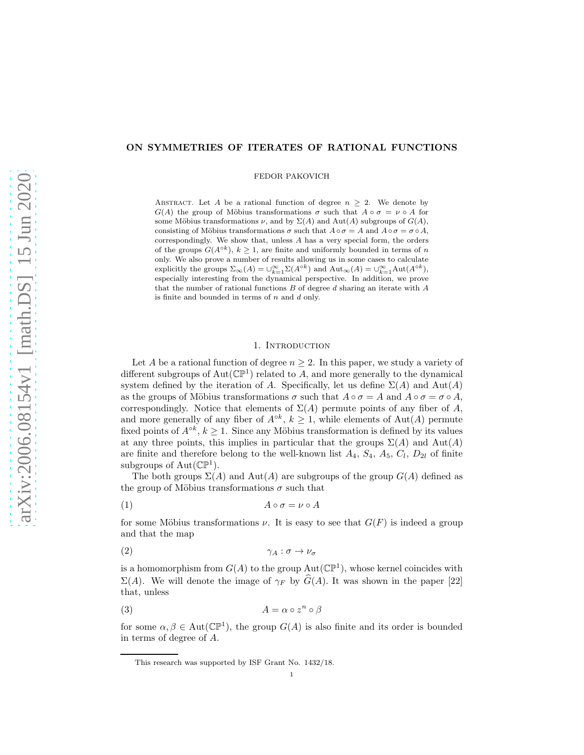# ON SYMMETRIES OF ITERATES OF RATIONAL FUNCTIONS

FEDOR PAKOVICH

Abstract. Let $A$ be a rational function of degree $n \geq 2$. We denote by $G(A)$ the group of Möbius transformations $\sigma$ such that $A \circ \sigma = \nu \circ A$ for some Möbius transformations $\nu$, and by $\Sigma(A)$ and $\mathrm{Aut}(A)$ subgroups of $G(A)$, consisting of Möbius transformations $\sigma$ such that $A \circ \sigma = A$ and $A \circ \sigma = \sigma \circ A$, correspondingly. We show that, unless $A$ has a very special form, the orders of the groups $G(A^{\circ k})$, $k \geq 1$, are finite and uniformly bounded in terms of $n$ only. We also prove a number of results allowing us in some cases to calculate explicitly the groups $\Sigma_\infty(A) = \cup_{k=1}^{\infty} \Sigma(A^{\circ k})$ and $\mathrm{Aut}_\infty(A) = \cup_{k=1}^{\infty} \mathrm{Aut}(A^{\circ k})$, especially interesting from the dynamical perspective. In addition, we prove that the number of rational functions $B$ of degree $d$ sharing an iterate with $A$ is finite and bounded in terms of $n$ and $d$ only.

## 1. Introduction

Let $A$ be a rational function of degree $n \geq 2$. In this paper, we study a variety of different subgroups of $\mathrm{Aut}(\mathbb{CP}^1)$ related to $A$, and more generally to the dynamical system defined by the iteration of $A$. Specifically, let us define $\Sigma(A)$ and $\mathrm{Aut}(A)$ as the groups of Möbius transformations $\sigma$ such that $A \circ \sigma = A$ and $A \circ \sigma = \sigma \circ A$, correspondingly. Notice that elements of $\Sigma(A)$ permute points of any fiber of $A$, and more generally of any fiber of $A^{\circ k}$, $k \geq 1$, while elements of $\mathrm{Aut}(A)$ permute fixed points of $A^{\circ k}$, $k \geq 1$. Since any Möbius transformation is defined by its values at any three points, this implies in particular that the groups $\Sigma(A)$ and $\mathrm{Aut}(A)$ are finite and therefore belong to the well-known list $A_4$, $S_4$, $A_5$, $C_l$, $D_{2l}$ of finite subgroups of $\mathrm{Aut}(\mathbb{CP}^1)$.

The both groups $\Sigma(A)$ and $\mathrm{Aut}(A)$ are subgroups of the group $G(A)$ defined as the group of Möbius transformations $\sigma$ such that

$$A \circ \sigma = \nu \circ A \tag{1}$$

for some Möbius transformations $\nu$. It is easy to see that $G(F)$ is indeed a group and that the map

$$\gamma_A : \sigma \to \nu_\sigma \tag{2}$$

is a homomorphism from $G(A)$ to the group $\mathrm{Aut}(\mathbb{CP}^1)$, whose kernel coincides with $\Sigma(A)$. We will denote the image of $\gamma_F$ by $\widehat{G}(A)$. It was shown in the paper [22] that, unless

$$A = \alpha \circ z^n \circ \beta \tag{3}$$

for some $\alpha, \beta \in \mathrm{Aut}(\mathbb{CP}^1)$, the group $G(A)$ is also finite and its order is bounded in terms of degree of $A$.

This research was supported by ISF Grant No. 1432/18.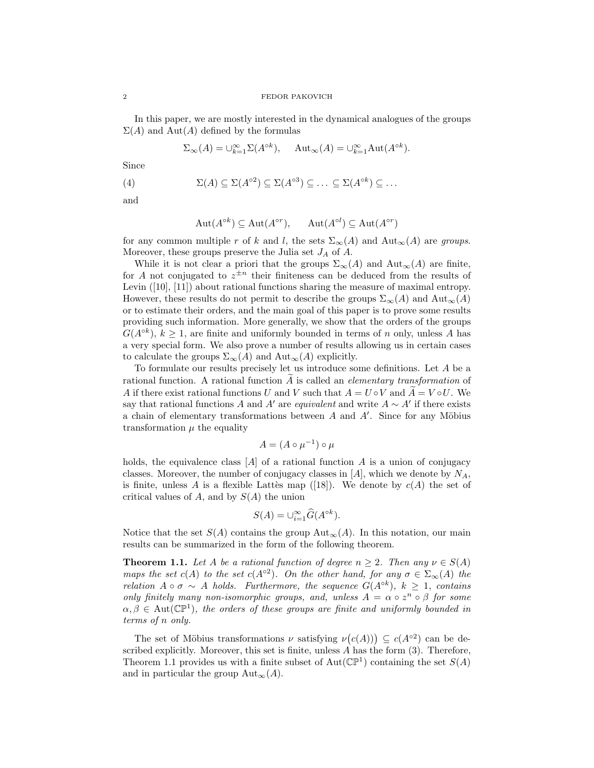In this paper, we are mostly interested in the dynamical analogues of the groups $\Sigma(A)$ and $\mathrm{Aut}(A)$ defined by the formulas

$$\Sigma_\infty(A) = \cup_{k=1}^{\infty} \Sigma(A^{\circ k}), \qquad \mathrm{Aut}_\infty(A) = \cup_{k=1}^{\infty} \mathrm{Aut}(A^{\circ k}).$$

Since

$$\Sigma(A) \subseteq \Sigma(A^{\circ 2}) \subseteq \Sigma(A^{\circ 3}) \subseteq \ldots \subseteq \Sigma(A^{\circ k}) \subseteq \ldots \tag{4}$$

and

$$\mathrm{Aut}(A^{\circ k}) \subseteq \mathrm{Aut}(A^{\circ r}), \qquad \mathrm{Aut}(A^{\circ l}) \subseteq \mathrm{Aut}(A^{\circ r})$$

for any common multiple $r$ of $k$ and $l$, the sets $\Sigma_\infty(A)$ and $\mathrm{Aut}_\infty(A)$ are *groups*. Moreover, these groups preserve the Julia set $J_A$ of $A$.

While it is not clear a priori that the groups $\Sigma_\infty(A)$ and $\mathrm{Aut}_\infty(A)$ are finite, for $A$ not conjugated to $z^{\pm n}$ their finiteness can be deduced from the results of Levin ([10], [11]) about rational functions sharing the measure of maximal entropy. However, these results do not permit to describe the groups $\Sigma_\infty(A)$ and $\mathrm{Aut}_\infty(A)$ or to estimate their orders, and the main goal of this paper is to prove some results providing such information. More generally, we show that the orders of the groups $G(A^{\circ k})$, $k \geq 1$, are finite and uniformly bounded in terms of $n$ only, unless $A$ has a very special form. We also prove a number of results allowing us in certain cases to calculate the groups $\Sigma_\infty(A)$ and $\mathrm{Aut}_\infty(A)$ explicitly.

To formulate our results precisely let us introduce some definitions. Let $A$ be a rational function. A rational function $\widetilde{A}$ is called an *elementary transformation* of $A$ if there exist rational functions $U$ and $V$ such that $A = U \circ V$ and $\widetilde{A} = V \circ U$. We say that rational functions $A$ and $A'$ are *equivalent* and write $A \sim A'$ if there exists a chain of elementary transformations between $A$ and $A'$. Since for any Möbius transformation $\mu$ the equality

$$A = (A \circ \mu^{-1}) \circ \mu$$

holds, the equivalence class $[A]$ of a rational function $A$ is a union of conjugacy classes. Moreover, the number of conjugacy classes in $[A]$, which we denote by $N_A$, is finite, unless $A$ is a flexible Lattès map ([18]). We denote by $c(A)$ the set of critical values of $A$, and by $S(A)$ the union

$$S(A) = \cup_{i=1}^{\infty} \widehat{G}(A^{\circ k}).$$

Notice that the set $S(A)$ contains the group $\mathrm{Aut}_\infty(A)$. In this notation, our main results can be summarized in the form of the following theorem.

**Theorem 1.1.** *Let $A$ be a rational function of degree $n \geq 2$. Then any $\nu \in S(A)$ maps the set $c(A)$ to the set $c(A^{\circ 2})$. On the other hand, for any $\sigma \in \Sigma_\infty(A)$ the relation $A \circ \sigma \sim A$ holds. Furthermore, the sequence $G(A^{\circ k})$, $k \geq 1$, contains only finitely many non-isomorphic groups, and, unless $A = \alpha \circ z^n \circ \beta$ for some $\alpha, \beta \in \mathrm{Aut}(\mathbb{CP}^1)$, the orders of these groups are finite and uniformly bounded in terms of $n$ only.*

The set of Möbius transformations $\nu$ satisfying $\nu\big(c(A))\big) \subseteq c(A^{\circ 2})$ can be described explicitly. Moreover, this set is finite, unless $A$ has the form (3). Therefore, Theorem 1.1 provides us with a finite subset of $\mathrm{Aut}(\mathbb{CP}^1)$ containing the set $S(A)$ and in particular the group $\mathrm{Aut}_\infty(A)$.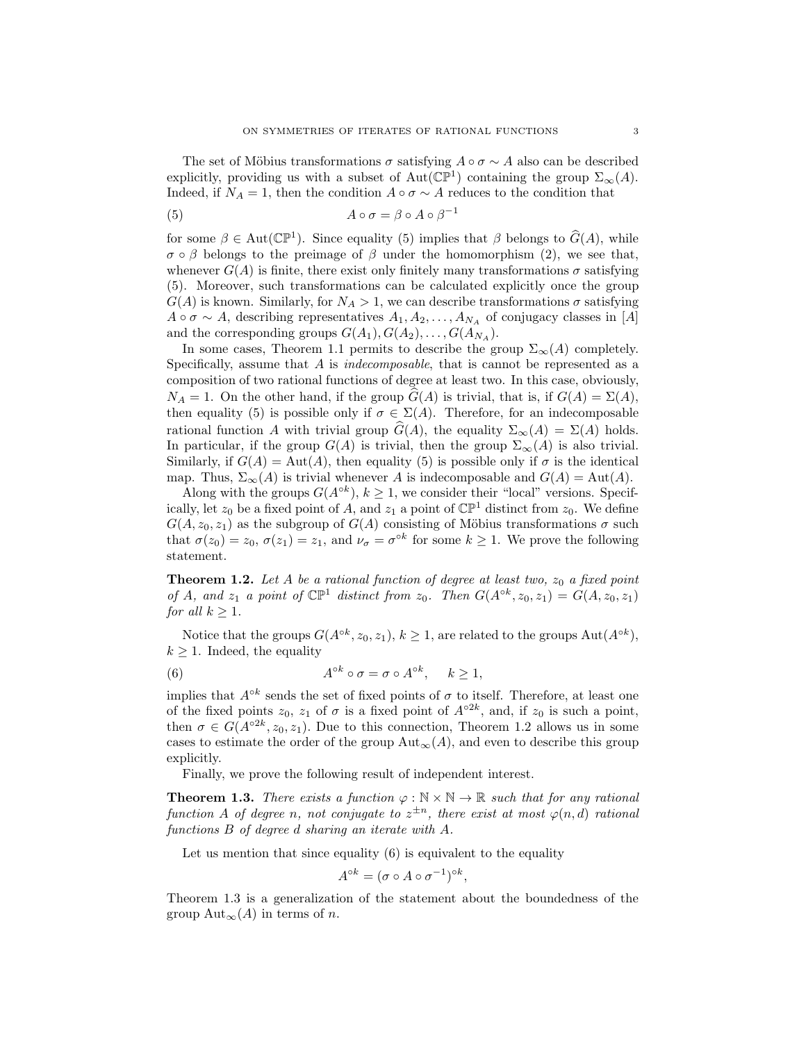The set of Möbius transformations $\sigma$ satisfying $A \circ \sigma \sim A$ also can be described explicitly, providing us with a subset of $\mathrm{Aut}(\mathbb{CP}^1)$ containing the group $\Sigma_\infty(A)$. Indeed, if $N_A = 1$, then the condition $A \circ \sigma \sim A$ reduces to the condition that

$$A \circ \sigma = \beta \circ A \circ \beta^{-1} \tag{5}$$

for some $\beta \in \mathrm{Aut}(\mathbb{CP}^1)$. Since equality (5) implies that $\beta$ belongs to $\widehat{G}(A)$, while $\sigma \circ \beta$ belongs to the preimage of $\beta$ under the homomorphism (2), we see that, whenever $G(A)$ is finite, there exist only finitely many transformations $\sigma$ satisfying (5). Moreover, such transformations can be calculated explicitly once the group $G(A)$ is known. Similarly, for $N_A > 1$, we can describe transformations $\sigma$ satisfying $A \circ \sigma \sim A$, describing representatives $A_1, A_2, \dots, A_{N_A}$ of conjugacy classes in $[A]$ and the corresponding groups $G(A_1), G(A_2), \dots, G(A_{N_A})$.

In some cases, Theorem 1.1 permits to describe the group $\Sigma_\infty(A)$ completely. Specifically, assume that $A$ is *indecomposable*, that is cannot be represented as a composition of two rational functions of degree at least two. In this case, obviously, $N_A = 1$. On the other hand, if the group $\widehat{G}(A)$ is trivial, that is, if $G(A) = \Sigma(A)$, then equality (5) is possible only if $\sigma \in \Sigma(A)$. Therefore, for an indecomposable rational function $A$ with trivial group $\widehat{G}(A)$, the equality $\Sigma_\infty(A) = \Sigma(A)$ holds. In particular, if the group $G(A)$ is trivial, then the group $\Sigma_\infty(A)$ is also trivial. Similarly, if $G(A) = \mathrm{Aut}(A)$, then equality (5) is possible only if $\sigma$ is the identical map. Thus, $\Sigma_\infty(A)$ is trivial whenever $A$ is indecomposable and $G(A) = \mathrm{Aut}(A)$.

Along with the groups $G(A^{\circ k})$, $k \geq 1$, we consider their "local" versions. Specifically, let $z_0$ be a fixed point of $A$, and $z_1$ a point of $\mathbb{CP}^1$ distinct from $z_0$. We define $G(A, z_0, z_1)$ as the subgroup of $G(A)$ consisting of Möbius transformations $\sigma$ such that $\sigma(z_0) = z_0$, $\sigma(z_1) = z_1$, and $\nu_\sigma = \sigma^{\circ k}$ for some $k \geq 1$. We prove the following statement.

**Theorem 1.2.** *Let $A$ be a rational function of degree at least two, $z_0$ a fixed point of $A$, and $z_1$ a point of $\mathbb{CP}^1$ distinct from $z_0$. Then $G(A^{\circ k}, z_0, z_1) = G(A, z_0, z_1)$ for all $k \geq 1$.*

Notice that the groups $G(A^{\circ k}, z_0, z_1)$, $k \geq 1$, are related to the groups $\mathrm{Aut}(A^{\circ k})$, $k \geq 1$. Indeed, the equality

$$A^{\circ k} \circ \sigma = \sigma \circ A^{\circ k}, \quad k \geq 1, \tag{6}$$

implies that $A^{\circ k}$ sends the set of fixed points of $\sigma$ to itself. Therefore, at least one of the fixed points $z_0$, $z_1$ of $\sigma$ is a fixed point of $A^{\circ 2k}$, and, if $z_0$ is such a point, then $\sigma \in G(A^{\circ 2k}, z_0, z_1)$. Due to this connection, Theorem 1.2 allows us in some cases to estimate the order of the group $\mathrm{Aut}_\infty(A)$, and even to describe this group explicitly.

Finally, we prove the following result of independent interest.

**Theorem 1.3.** *There exists a function $\varphi : \mathbb{N} \times \mathbb{N} \to \mathbb{R}$ such that for any rational function $A$ of degree $n$, not conjugate to $z^{\pm n}$, there exist at most $\varphi(n, d)$ rational functions $B$ of degree $d$ sharing an iterate with $A$.*

Let us mention that since equality (6) is equivalent to the equality

$$A^{\circ k} = (\sigma \circ A \circ \sigma^{-1})^{\circ k},$$

Theorem 1.3 is a generalization of the statement about the boundedness of the group $\mathrm{Aut}_\infty(A)$ in terms of $n$.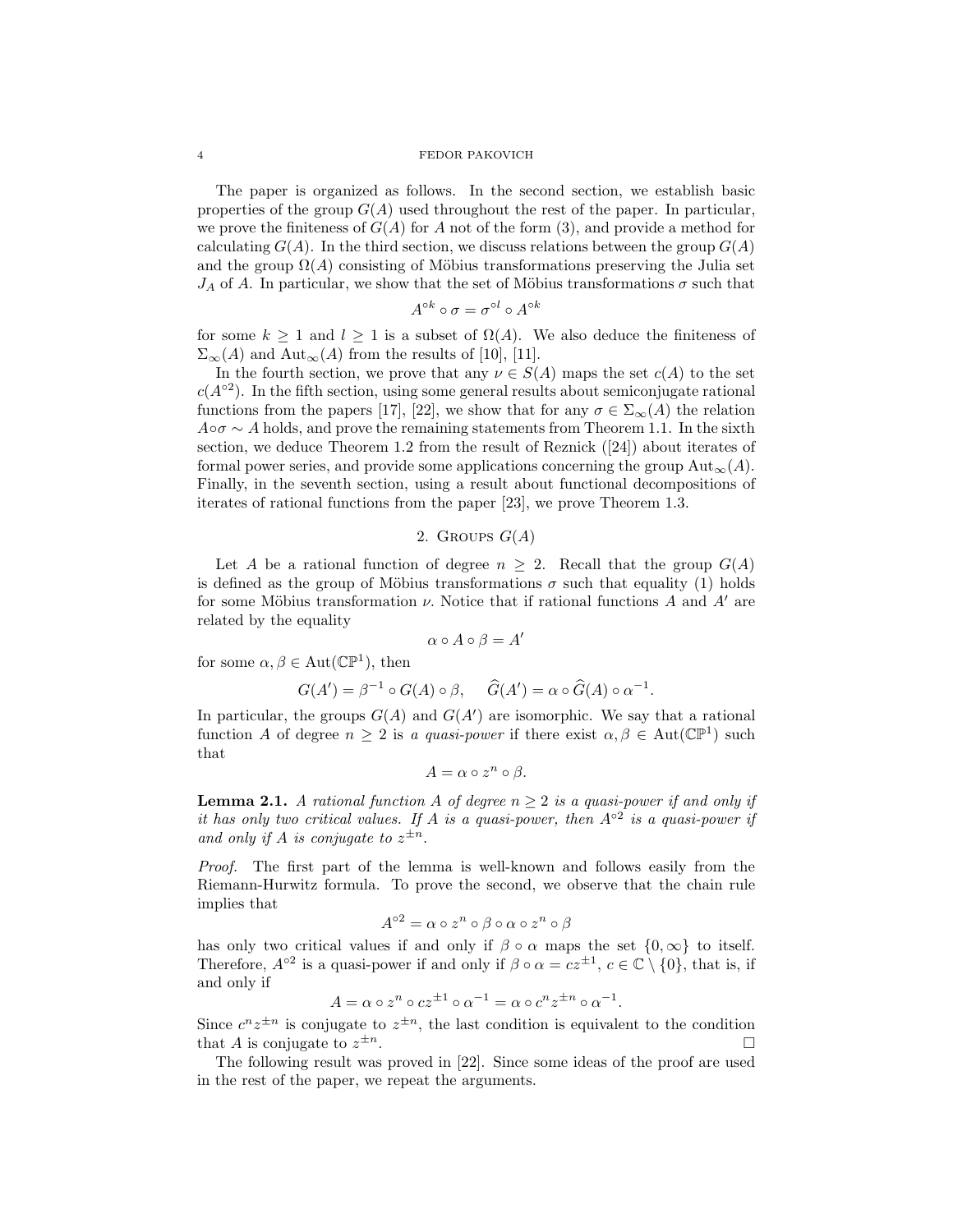The paper is organized as follows. In the second section, we establish basic properties of the group $G(A)$ used throughout the rest of the paper. In particular, we prove the finiteness of $G(A)$ for $A$ not of the form (3), and provide a method for calculating $G(A)$. In the third section, we discuss relations between the group $G(A)$ and the group $\Omega(A)$ consisting of Möbius transformations preserving the Julia set $J_A$ of $A$. In particular, we show that the set of Möbius transformations $\sigma$ such that

$$A^{\circ k} \circ \sigma = \sigma^{\circ l} \circ A^{\circ k}$$

for some $k \geq 1$ and $l \geq 1$ is a subset of $\Omega(A)$. We also deduce the finiteness of $\Sigma_\infty(A)$ and $\mathrm{Aut}_\infty(A)$ from the results of [10], [11].

In the fourth section, we prove that any $\nu \in S(A)$ maps the set $c(A)$ to the set $c(A^{\circ 2})$. In the fifth section, using some general results about semiconjugate rational functions from the papers [17], [22], we show that for any $\sigma \in \Sigma_\infty(A)$ the relation $A \circ \sigma \sim A$ holds, and prove the remaining statements from Theorem 1.1. In the sixth section, we deduce Theorem 1.2 from the result of Reznick ([24]) about iterates of formal power series, and provide some applications concerning the group $\mathrm{Aut}_\infty(A)$. Finally, in the seventh section, using a result about functional decompositions of iterates of rational functions from the paper [23], we prove Theorem 1.3.

## 2. Groups $G(A)$

Let $A$ be a rational function of degree $n \geq 2$. Recall that the group $G(A)$ is defined as the group of Möbius transformations $\sigma$ such that equality (1) holds for some Möbius transformation $\nu$. Notice that if rational functions $A$ and $A'$ are related by the equality

$$\alpha \circ A \circ \beta = A'$$

for some $\alpha, \beta \in \mathrm{Aut}(\mathbb{CP}^1)$, then

$$G(A') = \beta^{-1} \circ G(A) \circ \beta, \qquad \widehat{G}(A') = \alpha \circ \widehat{G}(A) \circ \alpha^{-1}.$$

In particular, the groups $G(A)$ and $G(A')$ are isomorphic. We say that a rational function $A$ of degree $n \geq 2$ is *a quasi-power* if there exist $\alpha, \beta \in \mathrm{Aut}(\mathbb{CP}^1)$ such that

$$A = \alpha \circ z^n \circ \beta.$$

**Lemma 2.1.** *A rational function $A$ of degree $n \geq 2$ is a quasi-power if and only if it has only two critical values. If $A$ is a quasi-power, then $A^{\circ 2}$ is a quasi-power if and only if $A$ is conjugate to $z^{\pm n}$.*

*Proof.* The first part of the lemma is well-known and follows easily from the Riemann-Hurwitz formula. To prove the second, we observe that the chain rule implies that

$$A^{\circ 2} = \alpha \circ z^n \circ \beta \circ \alpha \circ z^n \circ \beta$$

has only two critical values if and only if $\beta \circ \alpha$ maps the set $\{0, \infty\}$ to itself. Therefore, $A^{\circ 2}$ is a quasi-power if and only if $\beta \circ \alpha = cz^{\pm 1}$, $c \in \mathbb{C} \setminus \{0\}$, that is, if and only if

$$A = \alpha \circ z^n \circ cz^{\pm 1} \circ \alpha^{-1} = \alpha \circ c^n z^{\pm n} \circ \alpha^{-1}.$$

Since $c^n z^{\pm n}$ is conjugate to $z^{\pm n}$, the last condition is equivalent to the condition that $A$ is conjugate to $z^{\pm n}$. $\square$

The following result was proved in [22]. Since some ideas of the proof are used in the rest of the paper, we repeat the arguments.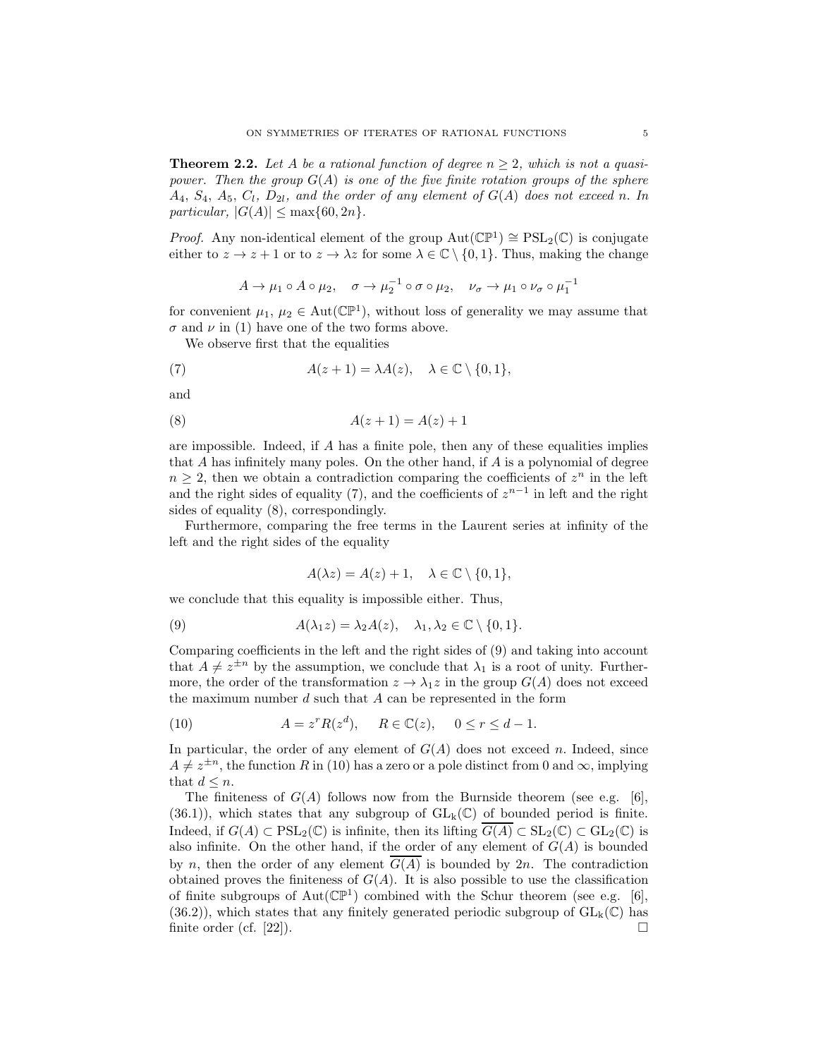**Theorem 2.2.** *Let $A$ be a rational function of degree $n \geq 2$, which is not a quasi-power. Then the group $G(A)$ is one of the five finite rotation groups of the sphere $A_4$, $S_4$, $A_5$, $C_l$, $D_{2l}$, and the order of any element of $G(A)$ does not exceed $n$. In particular, $|G(A)| \leq \max\{60, 2n\}$.*

*Proof.* Any non-identical element of the group $\mathrm{Aut}(\mathbb{CP}^1) \cong \mathrm{PSL}_2(\mathbb{C})$ is conjugate either to $z \to z+1$ or to $z \to \lambda z$ for some $\lambda \in \mathbb{C} \setminus \{0, 1\}$. Thus, making the change

$$A \to \mu_1 \circ A \circ \mu_2, \quad \sigma \to \mu_2^{-1} \circ \sigma \circ \mu_2, \quad \nu_\sigma \to \mu_1 \circ \nu_\sigma \circ \mu_1^{-1}$$

for convenient $\mu_1$, $\mu_2 \in \mathrm{Aut}(\mathbb{CP}^1)$, without loss of generality we may assume that $\sigma$ and $\nu$ in (1) have one of the two forms above.

We observe first that the equalities

$$A(z+1) = \lambda A(z), \quad \lambda \in \mathbb{C} \setminus \{0, 1\}, \tag{7}$$

and

$$A(z+1) = A(z) + 1 \tag{8}$$

are impossible. Indeed, if $A$ has a finite pole, then any of these equalities implies that $A$ has infinitely many poles. On the other hand, if $A$ is a polynomial of degree $n \geq 2$, then we obtain a contradiction comparing the coefficients of $z^n$ in the left and the right sides of equality (7), and the coefficients of $z^{n-1}$ in left and the right sides of equality (8), correspondingly.

Furthermore, comparing the free terms in the Laurent series at infinity of the left and the right sides of the equality

$$A(\lambda z) = A(z) + 1, \quad \lambda \in \mathbb{C} \setminus \{0, 1\},$$

we conclude that this equality is impossible either. Thus,

$$A(\lambda_1 z) = \lambda_2 A(z), \quad \lambda_1, \lambda_2 \in \mathbb{C} \setminus \{0, 1\}. \tag{9}$$

Comparing coefficients in the left and the right sides of (9) and taking into account that $A \neq z^{\pm n}$ by the assumption, we conclude that $\lambda_1$ is a root of unity. Furthermore, the order of the transformation $z \to \lambda_1 z$ in the group $G(A)$ does not exceed the maximum number $d$ such that $A$ can be represented in the form

$$A = z^r R(z^d), \quad R \in \mathbb{C}(z), \quad 0 \leq r \leq d-1. \tag{10}$$

In particular, the order of any element of $G(A)$ does not exceed $n$. Indeed, since $A \neq z^{\pm n}$, the function $R$ in (10) has a zero or a pole distinct from $0$ and $\infty$, implying that $d \leq n$.

The finiteness of $G(A)$ follows now from the Burnside theorem (see e.g. [6], (36.1)), which states that any subgroup of $\mathrm{GL}_k(\mathbb{C})$ of bounded period is finite. Indeed, if $G(A) \subset \mathrm{PSL}_2(\mathbb{C})$ is infinite, then its lifting $\overline{G(A)} \subset \mathrm{SL}_2(\mathbb{C}) \subset \mathrm{GL}_2(\mathbb{C})$ is also infinite. On the other hand, if the order of any element of $G(A)$ is bounded by $n$, then the order of any element $\overline{G(A)}$ is bounded by $2n$. The contradiction obtained proves the finiteness of $G(A)$. It is also possible to use the classification of finite subgroups of $\mathrm{Aut}(\mathbb{CP}^1)$ combined with the Schur theorem (see e.g. [6], (36.2)), which states that any finitely generated periodic subgroup of $\mathrm{GL}_k(\mathbb{C})$ has finite order (cf. [22]). $\square$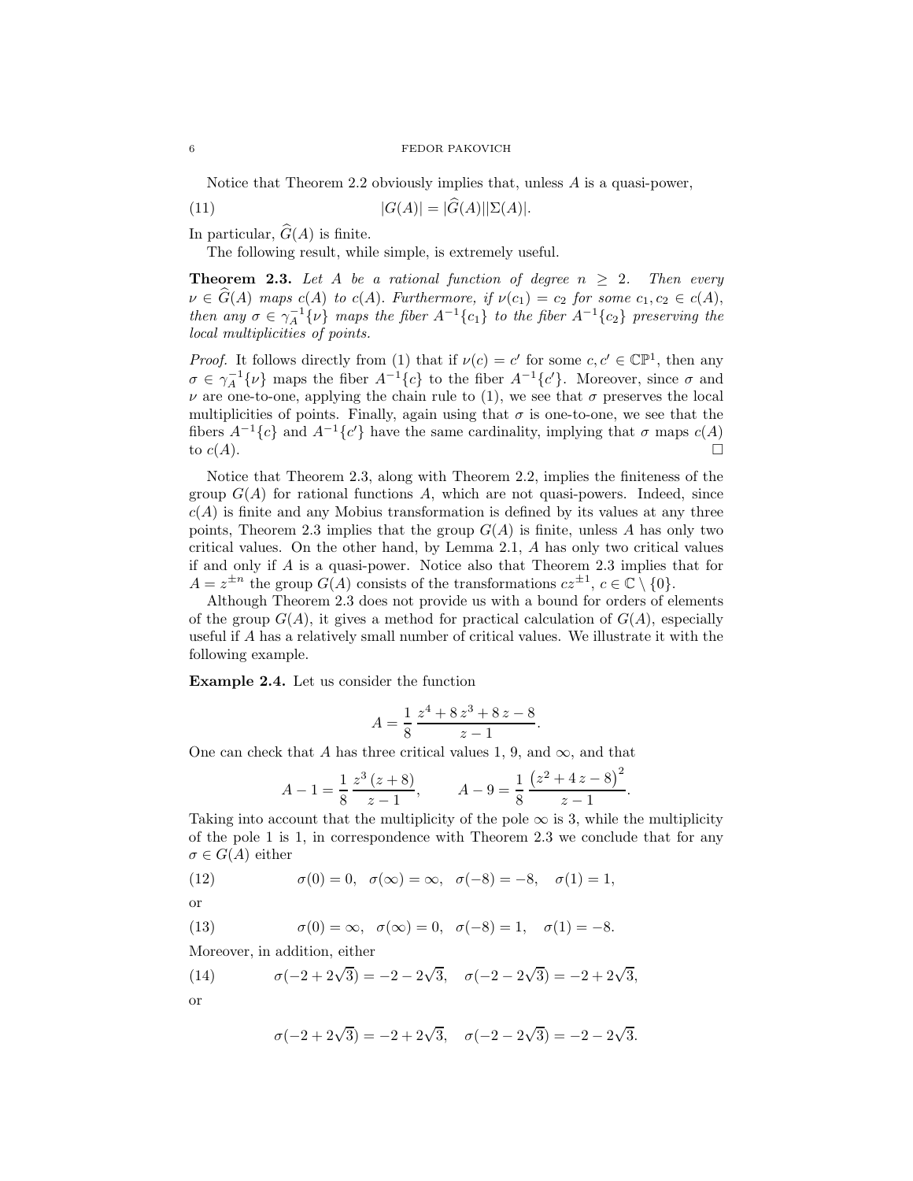Notice that Theorem 2.2 obviously implies that, unless $A$ is a quasi-power,

$$|G(A)| = |\widehat{G}(A)||\Sigma(A)|. \tag{11}$$

In particular, $\widehat{G}(A)$ is finite.

The following result, while simple, is extremely useful.

**Theorem 2.3.** *Let $A$ be a rational function of degree $n \geq 2$. Then every $\nu \in \widehat{G}(A)$ maps $c(A)$ to $c(A)$. Furthermore, if $\nu(c_1) = c_2$ for some $c_1, c_2 \in c(A)$, then any $\sigma \in \gamma_A^{-1}\{\nu\}$ maps the fiber $A^{-1}\{c_1\}$ to the fiber $A^{-1}\{c_2\}$ preserving the local multiplicities of points.*

*Proof.* It follows directly from (1) that if $\nu(c) = c'$ for some $c, c' \in \mathbb{CP}^1$, then any $\sigma \in \gamma_A^{-1}\{\nu\}$ maps the fiber $A^{-1}\{c\}$ to the fiber $A^{-1}\{c'\}$. Moreover, since $\sigma$ and $\nu$ are one-to-one, applying the chain rule to (1), we see that $\sigma$ preserves the local multiplicities of points. Finally, again using that $\sigma$ is one-to-one, we see that the fibers $A^{-1}\{c\}$ and $A^{-1}\{c'\}$ have the same cardinality, implying that $\sigma$ maps $c(A)$ to $c(A)$. $\square$

Notice that Theorem 2.3, along with Theorem 2.2, implies the finiteness of the group $G(A)$ for rational functions $A$, which are not quasi-powers. Indeed, since $c(A)$ is finite and any Mobius transformation is defined by its values at any three points, Theorem 2.3 implies that the group $G(A)$ is finite, unless $A$ has only two critical values. On the other hand, by Lemma 2.1, $A$ has only two critical values if and only if $A$ is a quasi-power. Notice also that Theorem 2.3 implies that for $A = z^{\pm n}$ the group $G(A)$ consists of the transformations $cz^{\pm 1}$, $c \in \mathbb{C} \setminus \{0\}$.

Although Theorem 2.3 does not provide us with a bound for orders of elements of the group $G(A)$, it gives a method for practical calculation of $G(A)$, especially useful if $A$ has a relatively small number of critical values. We illustrate it with the following example.

**Example 2.4.** Let us consider the function

$$A = \frac{1}{8}\,\frac{z^4 + 8\,z^3 + 8\,z - 8}{z - 1}.$$

One can check that $A$ has three critical values 1, 9, and $\infty$, and that

$$A - 1 = \frac{1}{8}\,\frac{z^3\,(z+8)}{z-1}, \qquad A - 9 = \frac{1}{8}\,\frac{\left(z^2 + 4\,z - 8\right)^2}{z-1}.$$

Taking into account that the multiplicity of the pole $\infty$ is 3, while the multiplicity of the pole 1 is 1, in correspondence with Theorem 2.3 we conclude that for any $\sigma \in G(A)$ either

$$\sigma(0) = 0, \quad \sigma(\infty) = \infty, \quad \sigma(-8) = -8, \quad \sigma(1) = 1, \tag{12}$$

or

$$\sigma(0) = \infty, \quad \sigma(\infty) = 0, \quad \sigma(-8) = 1, \quad \sigma(1) = -8. \tag{13}$$

Moreover, in addition, either

$$\sigma(-2 + 2\sqrt{3}) = -2 - 2\sqrt{3}, \quad \sigma(-2 - 2\sqrt{3}) = -2 + 2\sqrt{3}, \tag{14}$$

or

$$\sigma(-2 + 2\sqrt{3}) = -2 + 2\sqrt{3}, \quad \sigma(-2 - 2\sqrt{3}) = -2 - 2\sqrt{3}.$$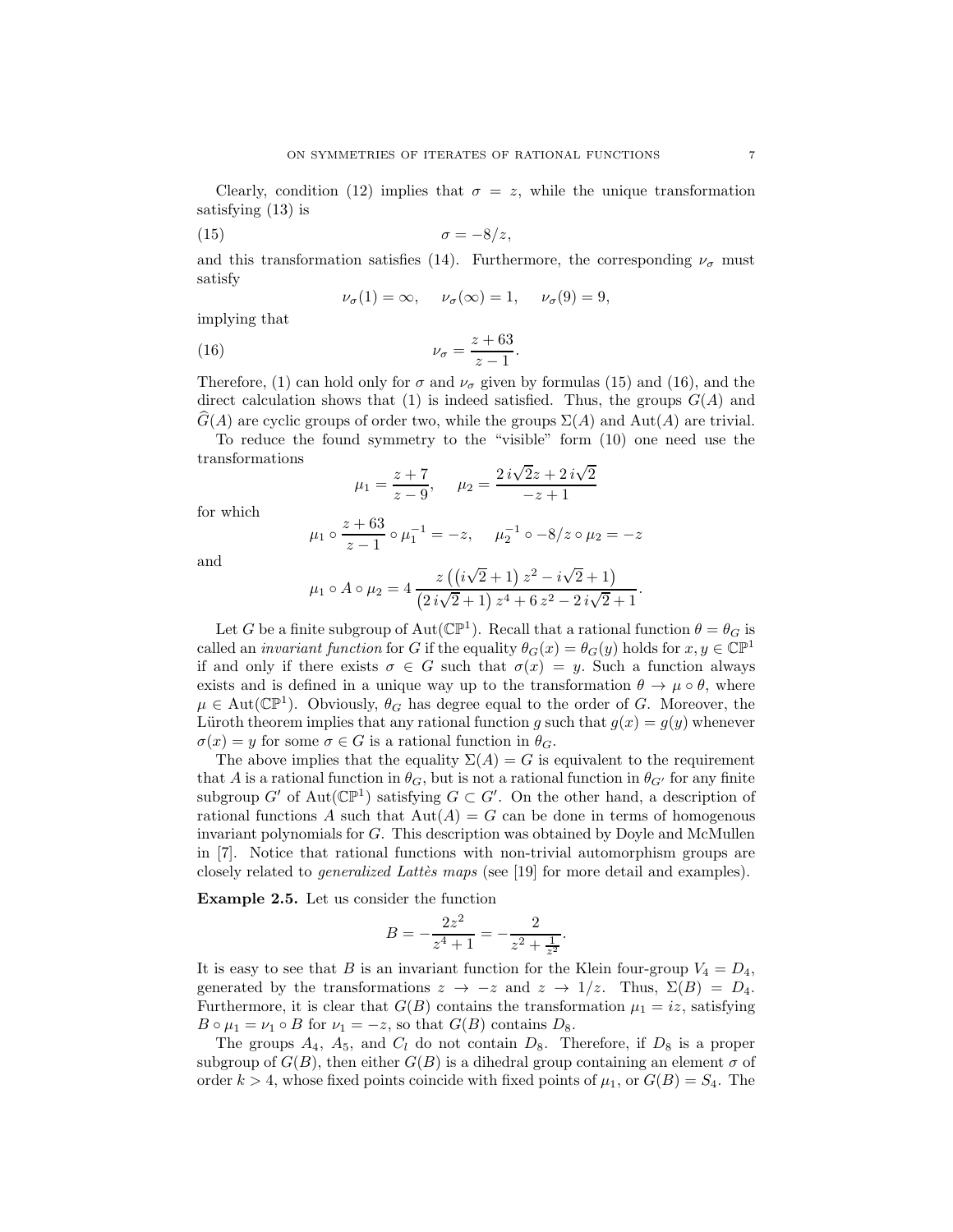Clearly, condition (12) implies that $\sigma = z$, while the unique transformation satisfying (13) is

$$\sigma = -8/z, \tag{15}$$

and this transformation satisfies (14). Furthermore, the corresponding $\nu_\sigma$ must satisfy

$$\nu_\sigma(1) = \infty, \quad \nu_\sigma(\infty) = 1, \quad \nu_\sigma(9) = 9,$$

implying that

$$\nu_\sigma = \frac{z+63}{z-1}. \tag{16}$$

Therefore, (1) can hold only for $\sigma$ and $\nu_\sigma$ given by formulas (15) and (16), and the direct calculation shows that (1) is indeed satisfied. Thus, the groups $G(A)$ and $\widehat{G}(A)$ are cyclic groups of order two, while the groups $\Sigma(A)$ and $\mathrm{Aut}(A)$ are trivial.

To reduce the found symmetry to the "visible" form (10) one need use the transformations

$$\mu_1 = \frac{z+7}{z-9}, \quad \mu_2 = \frac{2\,i\sqrt{2}z + 2\,i\sqrt{2}}{-z+1}$$

for which

$$\mu_1 \circ \frac{z+63}{z-1} \circ \mu_1^{-1} = -z, \quad \mu_2^{-1} \circ -8/z \circ \mu_2 = -z$$

and

$$\mu_1 \circ A \circ \mu_2 = 4\,\frac{z\left(\left(i\sqrt{2}+1\right)z^2 - i\sqrt{2}+1\right)}{\left(2\,i\sqrt{2}+1\right)z^4 + 6\,z^2 - 2\,i\sqrt{2}+1}.$$

Let $G$ be a finite subgroup of $\mathrm{Aut}(\mathbb{CP}^1)$. Recall that a rational function $\theta = \theta_G$ is called an *invariant function* for $G$ if the equality $\theta_G(x) = \theta_G(y)$ holds for $x, y \in \mathbb{CP}^1$ if and only if there exists $\sigma \in G$ such that $\sigma(x) = y$. Such a function always exists and is defined in a unique way up to the transformation $\theta \to \mu \circ \theta$, where $\mu \in \mathrm{Aut}(\mathbb{CP}^1)$. Obviously, $\theta_G$ has degree equal to the order of $G$. Moreover, the Lüroth theorem implies that any rational function $g$ such that $g(x) = g(y)$ whenever $\sigma(x) = y$ for some $\sigma \in G$ is a rational function in $\theta_G$.

The above implies that the equality $\Sigma(A) = G$ is equivalent to the requirement that $A$ is a rational function in $\theta_G$, but is not a rational function in $\theta_{G'}$ for any finite subgroup $G'$ of $\mathrm{Aut}(\mathbb{CP}^1)$ satisfying $G \subset G'$. On the other hand, a description of rational functions $A$ such that $\mathrm{Aut}(A) = G$ can be done in terms of homogenous invariant polynomials for $G$. This description was obtained by Doyle and McMullen in [7]. Notice that rational functions with non-trivial automorphism groups are closely related to *generalized Lattès maps* (see [19] for more detail and examples).

**Example 2.5.** Let us consider the function

$$B = -\frac{2z^2}{z^4+1} = -\frac{2}{z^2 + \frac{1}{z^2}}.$$

It is easy to see that $B$ is an invariant function for the Klein four-group $V_4 = D_4$, generated by the transformations $z \to -z$ and $z \to 1/z$. Thus, $\Sigma(B) = D_4$. Furthermore, it is clear that $G(B)$ contains the transformation $\mu_1 = iz$, satisfying $B \circ \mu_1 = \nu_1 \circ B$ for $\nu_1 = -z$, so that $G(B)$ contains $D_8$.

The groups $A_4$, $A_5$, and $C_l$ do not contain $D_8$. Therefore, if $D_8$ is a proper subgroup of $G(B)$, then either $G(B)$ is a dihedral group containing an element $\sigma$ of order $k > 4$, whose fixed points coincide with fixed points of $\mu_1$, or $G(B) = S_4$. The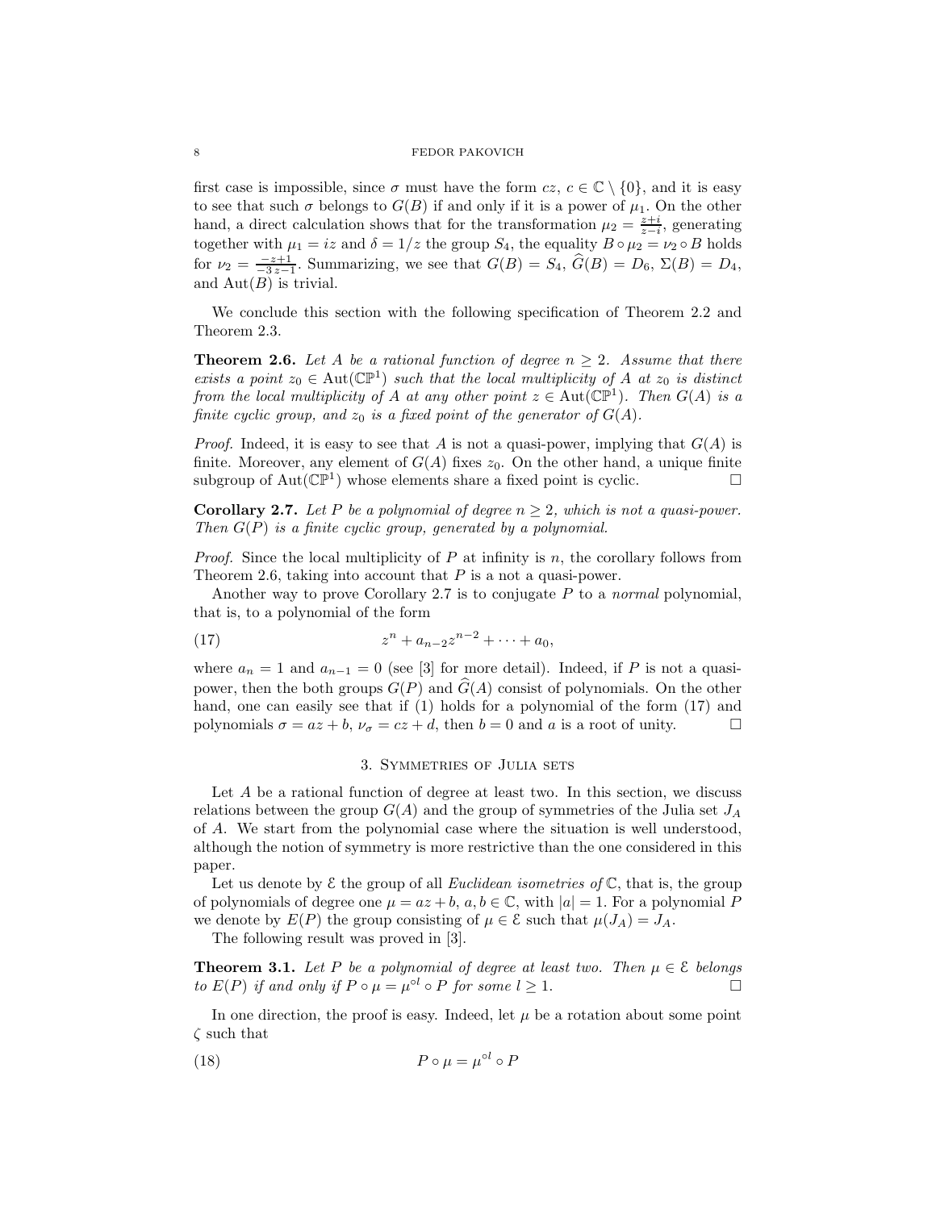first case is impossible, since $\sigma$ must have the form $cz$, $c \in \mathbb{C} \setminus \{0\}$, and it is easy to see that such $\sigma$ belongs to $G(B)$ if and only if it is a power of $\mu_1$. On the other hand, a direct calculation shows that for the transformation $\mu_2 = \frac{z+i}{z-i}$, generating together with $\mu_1 = iz$ and $\delta = 1/z$ the group $S_4$, the equality $B \circ \mu_2 = \nu_2 \circ B$ holds for $\nu_2 = \frac{-z+1}{-3z-1}$. Summarizing, we see that $G(B) = S_4$, $\widehat{G}(B) = D_6$, $\Sigma(B) = D_4$, and $\mathrm{Aut}(B)$ is trivial.

We conclude this section with the following specification of Theorem 2.2 and Theorem 2.3.

**Theorem 2.6.** *Let $A$ be a rational function of degree $n \geq 2$. Assume that there exists a point $z_0 \in \mathrm{Aut}(\mathbb{CP}^1)$ such that the local multiplicity of $A$ at $z_0$ is distinct from the local multiplicity of $A$ at any other point $z \in \mathrm{Aut}(\mathbb{CP}^1)$. Then $G(A)$ is a finite cyclic group, and $z_0$ is a fixed point of the generator of $G(A)$.*

*Proof.* Indeed, it is easy to see that $A$ is not a quasi-power, implying that $G(A)$ is finite. Moreover, any element of $G(A)$ fixes $z_0$. On the other hand, a unique finite subgroup of $\mathrm{Aut}(\mathbb{CP}^1)$ whose elements share a fixed point is cyclic. □

**Corollary 2.7.** *Let $P$ be a polynomial of degree $n \geq 2$, which is not a quasi-power. Then $G(P)$ is a finite cyclic group, generated by a polynomial.*

*Proof.* Since the local multiplicity of $P$ at infinity is $n$, the corollary follows from Theorem 2.6, taking into account that $P$ is a not a quasi-power.

Another way to prove Corollary 2.7 is to conjugate $P$ to a *normal* polynomial, that is, to a polynomial of the form

$$z^n + a_{n-2}z^{n-2} + \cdots + a_0, \tag{17}$$

where $a_n = 1$ and $a_{n-1} = 0$ (see [3] for more detail). Indeed, if $P$ is not a quasi-power, then the both groups $G(P)$ and $\widehat{G}(A)$ consist of polynomials. On the other hand, one can easily see that if (1) holds for a polynomial of the form (17) and polynomials $\sigma = az + b$, $\nu_\sigma = cz + d$, then $b = 0$ and $a$ is a root of unity. □

## 3. Symmetries of Julia sets

Let $A$ be a rational function of degree at least two. In this section, we discuss relations between the group $G(A)$ and the group of symmetries of the Julia set $J_A$ of $A$. We start from the polynomial case where the situation is well understood, although the notion of symmetry is more restrictive than the one considered in this paper.

Let us denote by $\mathcal{E}$ the group of all *Euclidean isometries of* $\mathbb{C}$, that is, the group of polynomials of degree one $\mu = az + b$, $a, b \in \mathbb{C}$, with $|a| = 1$. For a polynomial $P$ we denote by $E(P)$ the group consisting of $\mu \in \mathcal{E}$ such that $\mu(J_A) = J_A$.

The following result was proved in [3].

**Theorem 3.1.** *Let $P$ be a polynomial of degree at least two. Then $\mu \in \mathcal{E}$ belongs to $E(P)$ if and only if $P \circ \mu = \mu^{\circ l} \circ P$ for some $l \geq 1$.* □

In one direction, the proof is easy. Indeed, let $\mu$ be a rotation about some point $\zeta$ such that

$$P \circ \mu = \mu^{\circ l} \circ P \tag{18}$$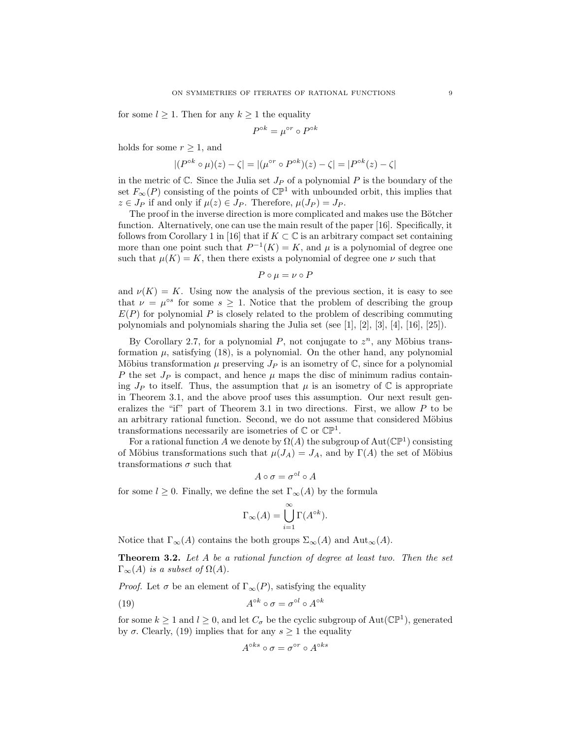for some $l \geq 1$. Then for any $k \geq 1$ the equality

$$P^{\circ k} = \mu^{\circ r} \circ P^{\circ k}$$

holds for some $r \geq 1$, and

$$|(P^{\circ k} \circ \mu)(z) - \zeta| = |(\mu^{\circ r} \circ P^{\circ k})(z) - \zeta| = |P^{\circ k}(z) - \zeta|$$

in the metric of $\mathbb{C}$. Since the Julia set $J_P$ of a polynomial $P$ is the boundary of the set $F_\infty(P)$ consisting of the points of $\mathbb{CP}^1$ with unbounded orbit, this implies that $z \in J_P$ if and only if $\mu(z) \in J_P$. Therefore, $\mu(J_P) = J_P$.

The proof in the inverse direction is more complicated and makes use the Bötcher function. Alternatively, one can use the main result of the paper [16]. Specifically, it follows from Corollary 1 in [16] that if $K \subset \mathbb{C}$ is an arbitrary compact set containing more than one point such that $P^{-1}(K) = K$, and $\mu$ is a polynomial of degree one such that $\mu(K) = K$, then there exists a polynomial of degree one $\nu$ such that

$$P \circ \mu = \nu \circ P$$

and $\nu(K) = K$. Using now the analysis of the previous section, it is easy to see that $\nu = \mu^{\circ s}$ for some $s \geq 1$. Notice that the problem of describing the group $E(P)$ for polynomial $P$ is closely related to the problem of describing commuting polynomials and polynomials sharing the Julia set (see [1], [2], [3], [4], [16], [25]).

By Corollary 2.7, for a polynomial $P$, not conjugate to $z^n$, any Möbius transformation $\mu$, satisfying (18), is a polynomial. On the other hand, any polynomial Möbius transformation $\mu$ preserving $J_P$ is an isometry of $\mathbb{C}$, since for a polynomial $P$ the set $J_P$ is compact, and hence $\mu$ maps the disc of minimum radius containing $J_P$ to itself. Thus, the assumption that $\mu$ is an isometry of $\mathbb{C}$ is appropriate in Theorem 3.1, and the above proof uses this assumption. Our next result generalizes the "if" part of Theorem 3.1 in two directions. First, we allow $P$ to be an arbitrary rational function. Second, we do not assume that considered Möbius transformations necessarily are isometries of $\mathbb{C}$ or $\mathbb{CP}^1$.

For a rational function $A$ we denote by $\Omega(A)$ the subgroup of $\mathrm{Aut}(\mathbb{CP}^1)$ consisting of Möbius transformations such that $\mu(J_A) = J_A$, and by $\Gamma(A)$ the set of Möbius transformations $\sigma$ such that

$$A \circ \sigma = \sigma^{\circ l} \circ A$$

for some $l \geq 0$. Finally, we define the set $\Gamma_\infty(A)$ by the formula

$$\Gamma_\infty(A) = \bigcup_{i=1}^{\infty} \Gamma(A^{\circ k}).$$

Notice that $\Gamma_\infty(A)$ contains the both groups $\Sigma_\infty(A)$ and $\mathrm{Aut}_\infty(A)$.

**Theorem 3.2.** *Let $A$ be a rational function of degree at least two. Then the set $\Gamma_\infty(A)$ is a subset of $\Omega(A)$.*

*Proof.* Let $\sigma$ be an element of $\Gamma_\infty(P)$, satisfying the equality

$$A^{\circ k} \circ \sigma = \sigma^{\circ l} \circ A^{\circ k} \tag{19}$$

for some $k \geq 1$ and $l \geq 0$, and let $C_\sigma$ be the cyclic subgroup of $\mathrm{Aut}(\mathbb{CP}^1)$, generated by $\sigma$. Clearly, (19) implies that for any $s \geq 1$ the equality

$$A^{\circ ks} \circ \sigma = \sigma^{\circ r} \circ A^{\circ ks}$$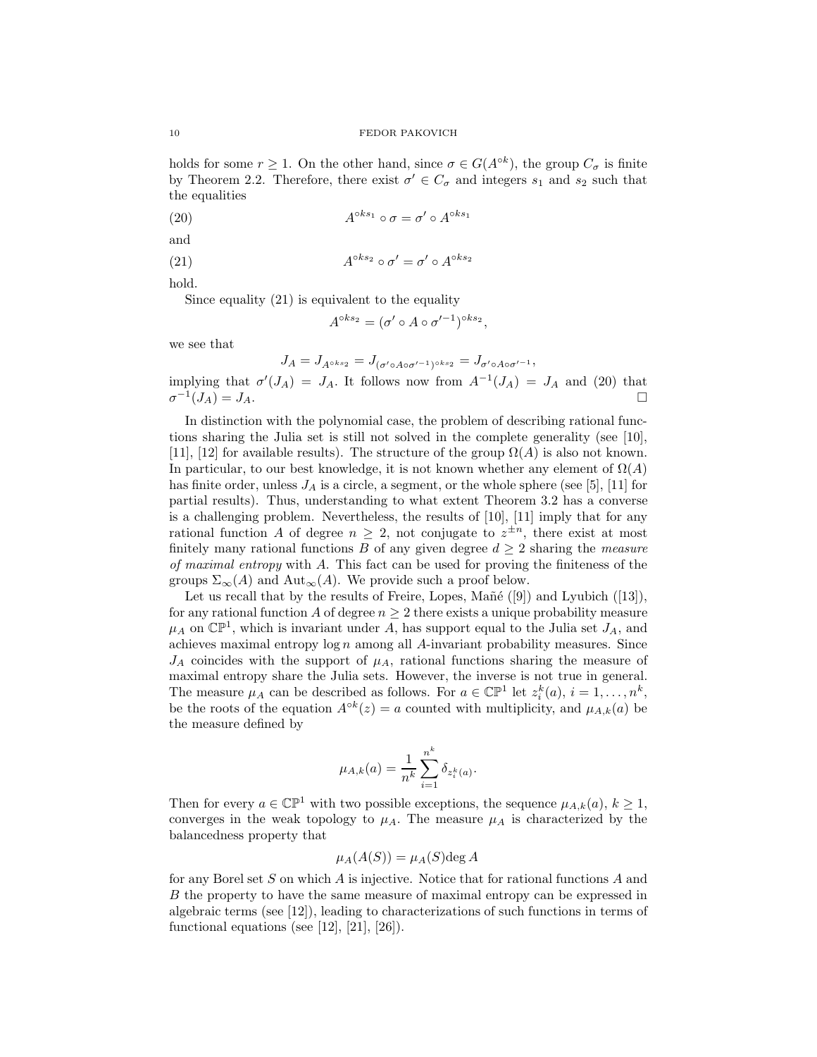holds for some $r \geq 1$. On the other hand, since $\sigma \in G(A^{\circ k})$, the group $C_\sigma$ is finite by Theorem 2.2. Therefore, there exist $\sigma' \in C_\sigma$ and integers $s_1$ and $s_2$ such that the equalities

$$A^{\circ ks_1} \circ \sigma = \sigma' \circ A^{\circ ks_1} \tag{20}$$

and

$$A^{\circ ks_2} \circ \sigma' = \sigma' \circ A^{\circ ks_2} \tag{21}$$

hold.

Since equality (21) is equivalent to the equality

$$A^{\circ ks_2} = (\sigma' \circ A \circ \sigma'^{-1})^{\circ ks_2},$$

we see that

$$J_A = J_{A^{\circ ks_2}} = J_{(\sigma' \circ A \circ \sigma'^{-1})^{\circ ks_2}} = J_{\sigma' \circ A \circ \sigma'^{-1}},$$

implying that $\sigma'(J_A) = J_A$. It follows now from $A^{-1}(J_A) = J_A$ and (20) that $\sigma^{-1}(J_A) = J_A$. □

In distinction with the polynomial case, the problem of describing rational functions sharing the Julia set is still not solved in the complete generality (see [10], [11], [12] for available results). The structure of the group $\Omega(A)$ is also not known. In particular, to our best knowledge, it is not known whether any element of $\Omega(A)$ has finite order, unless $J_A$ is a circle, a segment, or the whole sphere (see [5], [11] for partial results). Thus, understanding to what extent Theorem 3.2 has a converse is a challenging problem. Nevertheless, the results of [10], [11] imply that for any rational function $A$ of degree $n \geq 2$, not conjugate to $z^{\pm n}$, there exist at most finitely many rational functions $B$ of any given degree $d \geq 2$ sharing the *measure of maximal entropy* with $A$. This fact can be used for proving the finiteness of the groups $\Sigma_\infty(A)$ and $\mathrm{Aut}_\infty(A)$. We provide such a proof below.

Let us recall that by the results of Freire, Lopes, Mañé ([9]) and Lyubich ([13]), for any rational function $A$ of degree $n \geq 2$ there exists a unique probability measure $\mu_A$ on $\mathbb{CP}^1$, which is invariant under $A$, has support equal to the Julia set $J_A$, and achieves maximal entropy $\log n$ among all $A$-invariant probability measures. Since $J_A$ coincides with the support of $\mu_A$, rational functions sharing the measure of maximal entropy share the Julia sets. However, the inverse is not true in general. The measure $\mu_A$ can be described as follows. For $a \in \mathbb{CP}^1$ let $z_i^k(a)$, $i = 1, \dots, n^k$, be the roots of the equation $A^{\circ k}(z) = a$ counted with multiplicity, and $\mu_{A,k}(a)$ be the measure defined by

$$\mu_{A,k}(a) = \frac{1}{n^k} \sum_{i=1}^{n^k} \delta_{z_i^k(a)}.$$

Then for every $a \in \mathbb{CP}^1$ with two possible exceptions, the sequence $\mu_{A,k}(a)$, $k \geq 1$, converges in the weak topology to $\mu_A$. The measure $\mu_A$ is characterized by the balancedness property that

$$\mu_A(A(S)) = \mu_A(S) \deg A$$

for any Borel set $S$ on which $A$ is injective. Notice that for rational functions $A$ and $B$ the property to have the same measure of maximal entropy can be expressed in algebraic terms (see [12]), leading to characterizations of such functions in terms of functional equations (see [12], [21], [26]).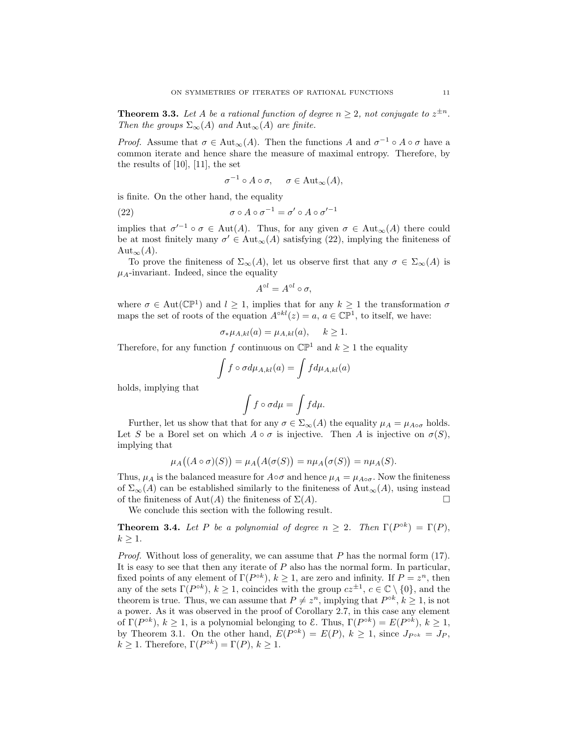**Theorem 3.3.** *Let $A$ be a rational function of degree $n \geq 2$, not conjugate to $z^{\pm n}$. Then the groups $\Sigma_\infty(A)$ and $\mathrm{Aut}_\infty(A)$ are finite.*

*Proof.* Assume that $\sigma \in \mathrm{Aut}_\infty(A)$. Then the functions $A$ and $\sigma^{-1} \circ A \circ \sigma$ have a common iterate and hence share the measure of maximal entropy. Therefore, by the results of [10], [11], the set

$$\sigma^{-1} \circ A \circ \sigma, \qquad \sigma \in \mathrm{Aut}_\infty(A),$$

is finite. On the other hand, the equality

$$\sigma \circ A \circ \sigma^{-1} = \sigma' \circ A \circ \sigma'^{-1} \tag{22}$$

implies that $\sigma'^{-1} \circ \sigma \in \mathrm{Aut}(A)$. Thus, for any given $\sigma \in \mathrm{Aut}_\infty(A)$ there could be at most finitely many $\sigma' \in \mathrm{Aut}_\infty(A)$ satisfying (22), implying the finiteness of $\mathrm{Aut}_\infty(A)$.

To prove the finiteness of $\Sigma_\infty(A)$, let us observe first that any $\sigma \in \Sigma_\infty(A)$ is $\mu_A$-invariant. Indeed, since the equality

$$A^{\circ l} = A^{\circ l} \circ \sigma,$$

where $\sigma \in \mathrm{Aut}(\mathbb{CP}^1)$ and $l \geq 1$, implies that for any $k \geq 1$ the transformation $\sigma$ maps the set of roots of the equation $A^{\circ kl}(z) = a$, $a \in \mathbb{CP}^1$, to itself, we have:

$$\sigma_* \mu_{A,kl}(a) = \mu_{A,kl}(a), \qquad k \geq 1.$$

Therefore, for any function $f$ continuous on $\mathbb{CP}^1$ and $k \geq 1$ the equality

$$\int f \circ \sigma d\mu_{A,kl}(a) = \int f d\mu_{A,kl}(a)$$

holds, implying that

$$\int f \circ \sigma d\mu = \int f d\mu.$$

Further, let us show that that for any $\sigma \in \Sigma_\infty(A)$ the equality $\mu_A = \mu_{A\circ\sigma}$ holds. Let $S$ be a Borel set on which $A \circ \sigma$ is injective. Then $A$ is injective on $\sigma(S)$, implying that

$$\mu_A\big((A \circ \sigma)(S)\big) = \mu_A\big(A(\sigma(S)\big) = n\mu_A\big(\sigma(S)\big) = n\mu_A(S).$$

Thus, $\mu_A$ is the balanced measure for $A\circ\sigma$ and hence $\mu_A = \mu_{A\circ\sigma}$. Now the finiteness of $\Sigma_\infty(A)$ can be established similarly to the finiteness of $\mathrm{Aut}_\infty(A)$, using instead of the finiteness of $\mathrm{Aut}(A)$ the finiteness of $\Sigma(A)$. $\square$

We conclude this section with the following result.

**Theorem 3.4.** *Let $P$ be a polynomial of degree $n \geq 2$. Then $\Gamma(P^{\circ k}) = \Gamma(P)$, $k \geq 1$.*

*Proof.* Without loss of generality, we can assume that $P$ has the normal form (17). It is easy to see that then any iterate of $P$ also has the normal form. In particular, fixed points of any element of $\Gamma(P^{\circ k})$, $k \geq 1$, are zero and infinity. If $P = z^n$, then any of the sets $\Gamma(P^{\circ k})$, $k \geq 1$, coincides with the group $cz^{\pm 1}$, $c \in \mathbb{C} \setminus \{0\}$, and the theorem is true. Thus, we can assume that $P \neq z^n$, implying that $P^{\circ k}$, $k \geq 1$, is not a power. As it was observed in the proof of Corollary 2.7, in this case any element of $\Gamma(P^{\circ k})$, $k \geq 1$, is a polynomial belonging to $\mathcal{E}$. Thus, $\Gamma(P^{\circ k}) = E(P^{\circ k})$, $k \geq 1$, by Theorem 3.1. On the other hand, $E(P^{\circ k}) = E(P)$, $k \geq 1$, since $J_{P^{\circ k}} = J_P$, $k \geq 1$. Therefore, $\Gamma(P^{\circ k}) = \Gamma(P)$, $k \geq 1$.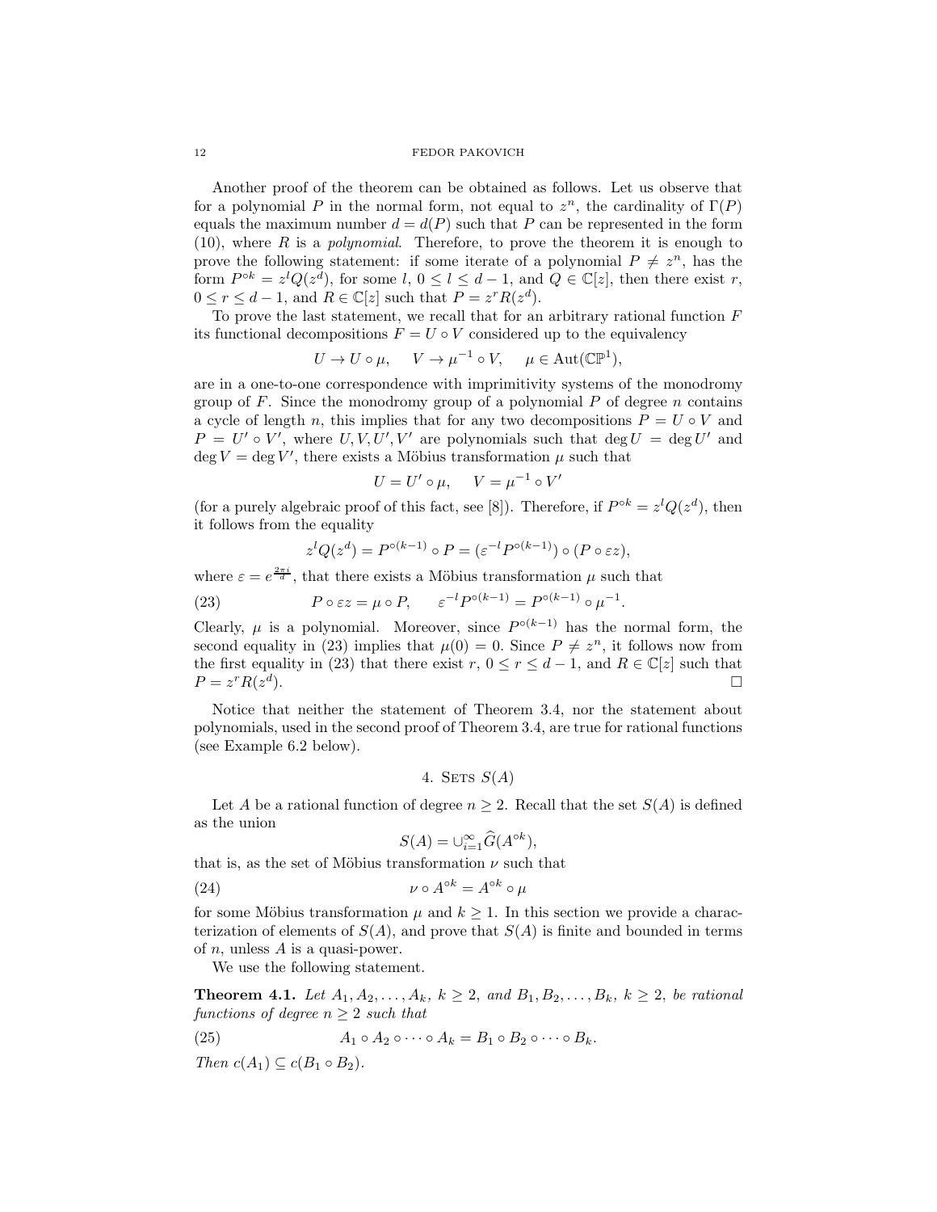Another proof of the theorem can be obtained as follows. Let us observe that for a polynomial $P$ in the normal form, not equal to $z^n$, the cardinality of $\Gamma(P)$ equals the maximum number $d = d(P)$ such that $P$ can be represented in the form (10), where $R$ is a *polynomial*. Therefore, to prove the theorem it is enough to prove the following statement: if some iterate of a polynomial $P \neq z^n$, has the form $P^{\circ k} = z^l Q(z^d)$, for some $l$, $0 \leq l \leq d-1$, and $Q \in \mathbb{C}[z]$, then there exist $r$, $0 \leq r \leq d-1$, and $R \in \mathbb{C}[z]$ such that $P = z^r R(z^d)$.

To prove the last statement, we recall that for an arbitrary rational function $F$ its functional decompositions $F = U \circ V$ considered up to the equivalency

$$U \to U \circ \mu, \quad V \to \mu^{-1} \circ V, \quad \mu \in \mathrm{Aut}(\mathbb{CP}^1),$$

are in a one-to-one correspondence with imprimitivity systems of the monodromy group of $F$. Since the monodromy group of a polynomial $P$ of degree $n$ contains a cycle of length $n$, this implies that for any two decompositions $P = U \circ V$ and $P = U' \circ V'$, where $U, V, U', V'$ are polynomials such that $\deg U = \deg U'$ and $\deg V = \deg V'$, there exists a Möbius transformation $\mu$ such that

$$U = U' \circ \mu, \quad V = \mu^{-1} \circ V'$$

(for a purely algebraic proof of this fact, see [8]). Therefore, if $P^{\circ k} = z^l Q(z^d)$, then it follows from the equality

$$z^l Q(z^d) = P^{\circ (k-1)} \circ P = (\varepsilon^{-l} P^{\circ (k-1)}) \circ (P \circ \varepsilon z),$$

where $\varepsilon = e^{\frac{2\pi i}{d}}$, that there exists a Möbius transformation $\mu$ such that

$$P \circ \varepsilon z = \mu \circ P, \qquad \varepsilon^{-l} P^{\circ (k-1)} = P^{\circ (k-1)} \circ \mu^{-1}. \tag{23}$$

Clearly, $\mu$ is a polynomial. Moreover, since $P^{\circ (k-1)}$ has the normal form, the second equality in (23) implies that $\mu(0) = 0$. Since $P \neq z^n$, it follows now from the first equality in (23) that there exist $r$, $0 \leq r \leq d-1$, and $R \in \mathbb{C}[z]$ such that $P = z^r R(z^d)$. □

Notice that neither the statement of Theorem 3.4, nor the statement about polynomials, used in the second proof of Theorem 3.4, are true for rational functions (see Example 6.2 below).

## 4. Sets $S(A)$

Let $A$ be a rational function of degree $n \geq 2$. Recall that the set $S(A)$ is defined as the union

$$S(A) = \cup_{i=1}^{\infty} \widehat{G}(A^{\circ k}),$$

that is, as the set of Möbius transformation $\nu$ such that

$$\nu \circ A^{\circ k} = A^{\circ k} \circ \mu \tag{24}$$

for some Möbius transformation $\mu$ and $k \geq 1$. In this section we provide a characterization of elements of $S(A)$, and prove that $S(A)$ is finite and bounded in terms of $n$, unless $A$ is a quasi-power.

We use the following statement.

**Theorem 4.1.** *Let $A_1, A_2, \ldots, A_k$, $k \geq 2$, and $B_1, B_2, \ldots, B_k$, $k \geq 2$, be rational functions of degree $n \geq 2$ such that*

$$A_1 \circ A_2 \circ \cdots \circ A_k = B_1 \circ B_2 \circ \cdots \circ B_k. \tag{25}$$

*Then $c(A_1) \subseteq c(B_1 \circ B_2)$.*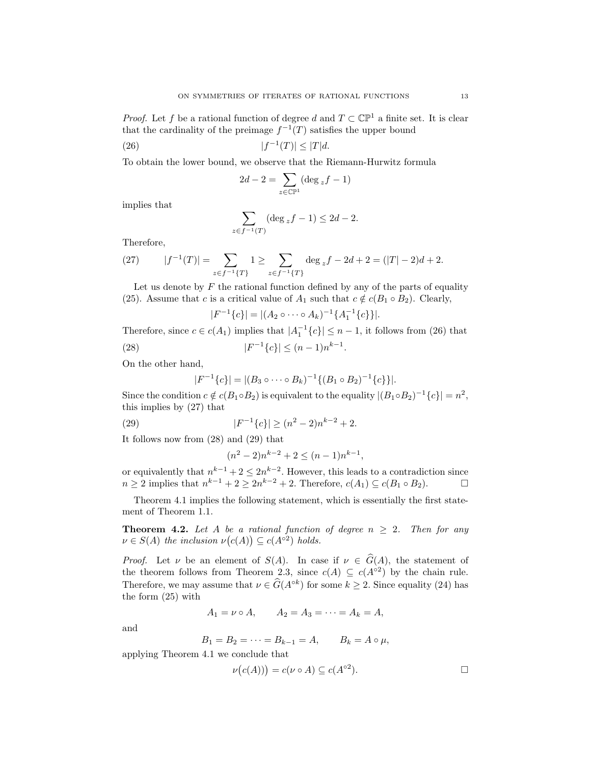*Proof.* Let $f$ be a rational function of degree $d$ and $T \subset \mathbb{CP}^1$ a finite set. It is clear that the cardinality of the preimage $f^{-1}(T)$ satisfies the upper bound

$$|f^{-1}(T)| \leq |T|d. \tag{26}$$

To obtain the lower bound, we observe that the Riemann-Hurwitz formula

$$2d - 2 = \sum_{z \in \mathbb{CP}^1} (\deg_z f - 1)$$

implies that

$$\sum_{z \in f^{-1}(T)} (\deg_z f - 1) \leq 2d - 2.$$

Therefore,

$$|f^{-1}(T)| = \sum_{z \in f^{-1}\{T\}} 1 \geq \sum_{z \in f^{-1}\{T\}} \deg_z f - 2d + 2 = (|T| - 2)d + 2. \tag{27}$$

Let us denote by $F$ the rational function defined by any of the parts of equality (25). Assume that $c$ is a critical value of $A_1$ such that $c \notin c(B_1 \circ B_2)$. Clearly,

$$|F^{-1}\{c\}| = |(A_2 \circ \cdots \circ A_k)^{-1}\{A_1^{-1}\{c\}\}|.$$

Therefore, since $c \in c(A_1)$ implies that $|A_1^{-1}\{c\}| \leq n - 1$, it follows from (26) that

$$|F^{-1}\{c\}| \leq (n-1)n^{k-1}. \tag{28}$$

On the other hand,

$$|F^{-1}\{c\}| = |(B_3 \circ \cdots \circ B_k)^{-1}\{(B_1 \circ B_2)^{-1}\{c\}\}|.$$

Since the condition $c \notin c(B_1 \circ B_2)$ is equivalent to the equality $|(B_1 \circ B_2)^{-1}\{c\}| = n^2$, this implies by (27) that

$$|F^{-1}\{c\}| \geq (n^2 - 2)n^{k-2} + 2. \tag{29}$$

It follows now from (28) and (29) that

$$(n^2 - 2)n^{k-2} + 2 \leq (n-1)n^{k-1},$$

or equivalently that $n^{k-1} + 2 \leq 2n^{k-2}$. However, this leads to a contradiction since $n \geq 2$ implies that $n^{k-1} + 2 \geq 2n^{k-2} + 2$. Therefore, $c(A_1) \subseteq c(B_1 \circ B_2)$. $\square$

Theorem 4.1 implies the following statement, which is essentially the first statement of Theorem 1.1.

**Theorem 4.2.** *Let $A$ be a rational function of degree $n \geq 2$. Then for any $\nu \in S(A)$ the inclusion $\nu\big(c(A)\big) \subseteq c(A^{\circ 2})$ holds.*

*Proof.* Let $\nu$ be an element of $S(A)$. In case if $\nu \in \widehat{G}(A)$, the statement of the theorem follows from Theorem 2.3, since $c(A) \subseteq c(A^{\circ 2})$ by the chain rule. Therefore, we may assume that $\nu \in \widehat{G}(A^{\circ k})$ for some $k \geq 2$. Since equality (24) has the form (25) with

$$A_1 = \nu \circ A, \qquad A_2 = A_3 = \cdots = A_k = A,$$

and

$$B_1 = B_2 = \cdots = B_{k-1} = A, \qquad B_k = A \circ \mu,$$

applying Theorem 4.1 we conclude that

$$\nu\big(c(A)\big) = c(\nu \circ A) \subseteq c(A^{\circ 2}).$$

$\square$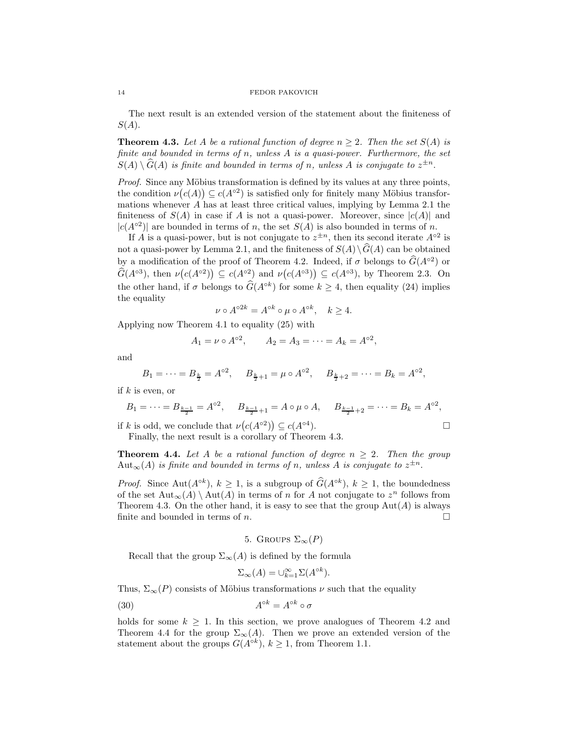The next result is an extended version of the statement about the finiteness of $S(A)$.

**Theorem 4.3.** *Let $A$ be a rational function of degree $n \geq 2$. Then the set $S(A)$ is finite and bounded in terms of $n$, unless $A$ is a quasi-power. Furthermore, the set $S(A) \setminus \widehat{G}(A)$ is finite and bounded in terms of $n$, unless $A$ is conjugate to $z^{\pm n}$.*

*Proof.* Since any Möbius transformation is defined by its values at any three points, the condition $\nu\big(c(A)\big) \subseteq c(A^{\circ 2})$ is satisfied only for finitely many Möbius transformations whenever $A$ has at least three critical values, implying by Lemma 2.1 the finiteness of $S(A)$ in case if $A$ is not a quasi-power. Moreover, since $|c(A)|$ and $|c(A^{\circ 2})|$ are bounded in terms of $n$, the set $S(A)$ is also bounded in terms of $n$.

If $A$ is a quasi-power, but is not conjugate to $z^{\pm n}$, then its second iterate $A^{\circ 2}$ is not a quasi-power by Lemma 2.1, and the finiteness of $S(A) \setminus \widehat{G}(A)$ can be obtained by a modification of the proof of Theorem 4.2. Indeed, if $\sigma$ belongs to $\widehat{G}(A^{\circ 2})$ or $\widehat{G}(A^{\circ 3})$, then $\nu\big(c(A^{\circ 2})\big) \subseteq c(A^{\circ 2})$ and $\nu\big(c(A^{\circ 3})\big) \subseteq c(A^{\circ 3})$, by Theorem 2.3. On the other hand, if $\sigma$ belongs to $\widehat{G}(A^{\circ k})$ for some $k \geq 4$, then equality (24) implies the equality

$$\nu \circ A^{\circ 2k} = A^{\circ k} \circ \mu \circ A^{\circ k}, \quad k \geq 4.$$

Applying now Theorem 4.1 to equality (25) with

$$A_1 = \nu \circ A^{\circ 2}, \qquad A_2 = A_3 = \cdots = A_k = A^{\circ 2},$$

and

$$B_1 = \cdots = B_{\frac{k}{2}} = A^{\circ 2}, \quad B_{\frac{k}{2}+1} = \mu \circ A^{\circ 2}, \quad B_{\frac{k}{2}+2} = \cdots = B_k = A^{\circ 2},$$

if $k$ is even, or

$$B_1 = \cdots = B_{\frac{k-1}{2}} = A^{\circ 2}, \quad B_{\frac{k-1}{2}+1} = A \circ \mu \circ A, \quad B_{\frac{k-1}{2}+2} = \cdots = B_k = A^{\circ 2},$$

if $k$ is odd, we conclude that $\nu\big(c(A^{\circ 2})\big) \subseteq c(A^{\circ 4})$. $\square$

Finally, the next result is a corollary of Theorem 4.3.

**Theorem 4.4.** *Let $A$ be a rational function of degree $n \geq 2$. Then the group $\mathrm{Aut}_\infty(A)$ is finite and bounded in terms of $n$, unless $A$ is conjugate to $z^{\pm n}$.*

*Proof.* Since $\mathrm{Aut}(A^{\circ k})$, $k \geq 1$, is a subgroup of $\widehat{G}(A^{\circ k})$, $k \geq 1$, the boundedness of the set $\mathrm{Aut}_\infty(A) \setminus \mathrm{Aut}(A)$ in terms of $n$ for $A$ not conjugate to $z^n$ follows from Theorem 4.3. On the other hand, it is easy to see that the group $\mathrm{Aut}(A)$ is always finite and bounded in terms of $n$. $\square$

## 5. Groups $\Sigma_\infty(P)$

Recall that the group $\Sigma_\infty(A)$ is defined by the formula

$$\Sigma_\infty(A) = \cup_{k=1}^{\infty} \Sigma(A^{\circ k}).$$

Thus, $\Sigma_\infty(P)$ consists of Möbius transformations $\nu$ such that the equality

$$A^{\circ k} = A^{\circ k} \circ \sigma \tag{30}$$

holds for some $k \geq 1$. In this section, we prove analogues of Theorem 4.2 and Theorem 4.4 for the group $\Sigma_\infty(A)$. Then we prove an extended version of the statement about the groups $G(A^{\circ k})$, $k \geq 1$, from Theorem 1.1.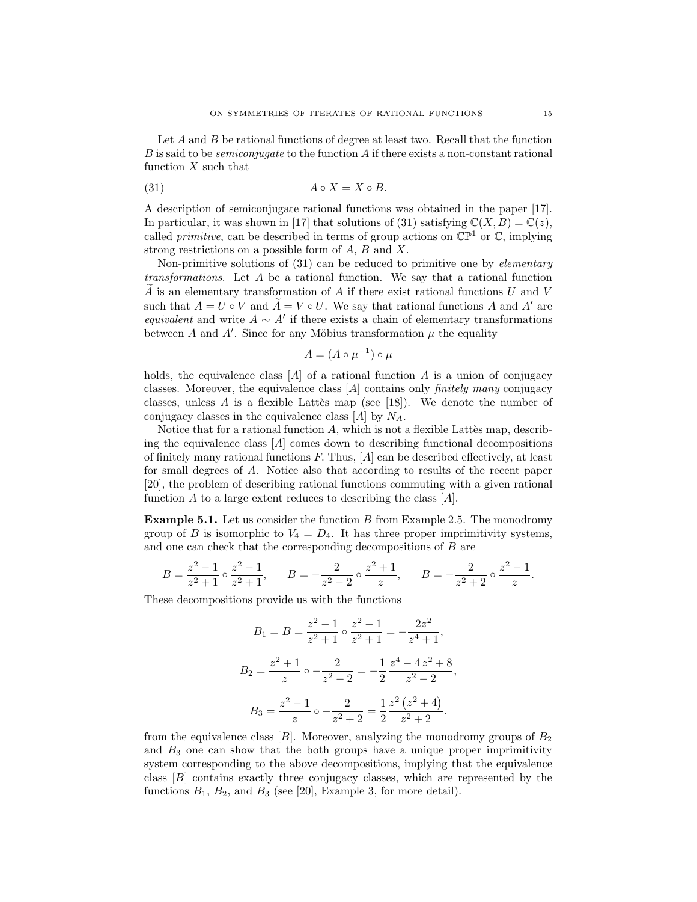Let $A$ and $B$ be rational functions of degree at least two. Recall that the function $B$ is said to be *semiconjugate* to the function $A$ if there exists a non-constant rational function $X$ such that

$$A \circ X = X \circ B. \tag{31}$$

A description of semiconjugate rational functions was obtained in the paper [17]. In particular, it was shown in [17] that solutions of (31) satisfying $\mathbb{C}(X, B) = \mathbb{C}(z)$, called *primitive*, can be described in terms of group actions on $\mathbb{CP}^1$ or $\mathbb{C}$, implying strong restrictions on a possible form of $A$, $B$ and $X$.

Non-primitive solutions of (31) can be reduced to primitive one by *elementary transformations*. Let $A$ be a rational function. We say that a rational function $\widetilde{A}$ is an elementary transformation of $A$ if there exist rational functions $U$ and $V$ such that $A = U \circ V$ and $\widetilde{A} = V \circ U$. We say that rational functions $A$ and $A'$ are *equivalent* and write $A \sim A'$ if there exists a chain of elementary transformations between $A$ and $A'$. Since for any Möbius transformation $\mu$ the equality

$$A = (A \circ \mu^{-1}) \circ \mu$$

holds, the equivalence class $[A]$ of a rational function $A$ is a union of conjugacy classes. Moreover, the equivalence class $[A]$ contains only *finitely many* conjugacy classes, unless $A$ is a flexible Lattès map (see [18]). We denote the number of conjugacy classes in the equivalence class $[A]$ by $N_A$.

Notice that for a rational function $A$, which is not a flexible Lattès map, describing the equivalence class $[A]$ comes down to describing functional decompositions of finitely many rational functions $F$. Thus, $[A]$ can be described effectively, at least for small degrees of $A$. Notice also that according to results of the recent paper [20], the problem of describing rational functions commuting with a given rational function $A$ to a large extent reduces to describing the class $[A]$.

**Example 5.1.** Let us consider the function $B$ from Example 2.5. The monodromy group of $B$ is isomorphic to $V_4 = D_4$. It has three proper imprimitivity systems, and one can check that the corresponding decompositions of $B$ are

$$B = \frac{z^2-1}{z^2+1} \circ \frac{z^2-1}{z^2+1}, \qquad B = -\frac{2}{z^2-2} \circ \frac{z^2+1}{z}, \qquad B = -\frac{2}{z^2+2} \circ \frac{z^2-1}{z}.$$

These decompositions provide us with the functions

$$B_1 = B = \frac{z^2-1}{z^2+1} \circ \frac{z^2-1}{z^2+1} = -\frac{2z^2}{z^4+1},$$

$$B_2 = \frac{z^2+1}{z} \circ -\frac{2}{z^2-2} = -\frac{1}{2}\,\frac{z^4-4\,z^2+8}{z^2-2},$$

$$B_3 = \frac{z^2-1}{z} \circ -\frac{2}{z^2+2} = \frac{1}{2}\,\frac{z^2\left(z^2+4\right)}{z^2+2}.$$

from the equivalence class $[B]$. Moreover, analyzing the monodromy groups of $B_2$ and $B_3$ one can show that the both groups have a unique proper imprimitivity system corresponding to the above decompositions, implying that the equivalence class $[B]$ contains exactly three conjugacy classes, which are represented by the functions $B_1$, $B_2$, and $B_3$ (see [20], Example 3, for more detail).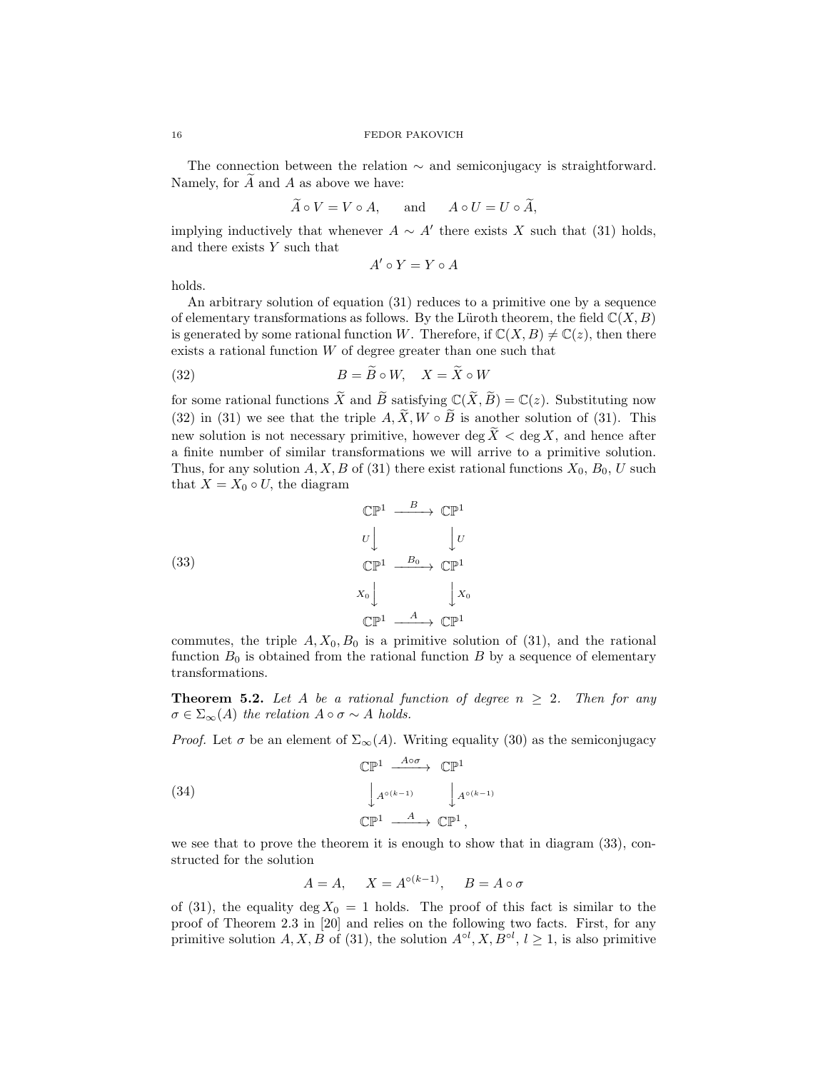The connection between the relation $\sim$ and semiconjugacy is straightforward. Namely, for $\widetilde{A}$ and $A$ as above we have:

$$\widetilde{A} \circ V = V \circ A, \qquad \text{and} \qquad A \circ U = U \circ \widetilde{A},$$

implying inductively that whenever $A \sim A'$ there exists $X$ such that (31) holds, and there exists $Y$ such that

$$A' \circ Y = Y \circ A$$

holds.

An arbitrary solution of equation (31) reduces to a primitive one by a sequence of elementary transformations as follows. By the Lüroth theorem, the field $\mathbb{C}(X, B)$ is generated by some rational function $W$. Therefore, if $\mathbb{C}(X, B) \neq \mathbb{C}(z)$, then there exists a rational function $W$ of degree greater than one such that

$$B = \widetilde{B} \circ W, \quad X = \widetilde{X} \circ W \tag{32}$$

for some rational functions $\widetilde{X}$ and $\widetilde{B}$ satisfying $\mathbb{C}(\widetilde{X}, \widetilde{B}) = \mathbb{C}(z)$. Substituting now (32) in (31) we see that the triple $A, \widetilde{X}, W \circ \widetilde{B}$ is another solution of (31). This new solution is not necessary primitive, however $\deg \widetilde{X} < \deg X$, and hence after a finite number of similar transformations we will arrive to a primitive solution. Thus, for any solution $A, X, B$ of (31) there exist rational functions $X_0$, $B_0$, $U$ such that $X = X_0 \circ U$, the diagram

$$\begin{array}{ccc}
\mathbb{CP}^1 & \xrightarrow{\ B\ } & \mathbb{CP}^1 \\
{\scriptstyle U}\downarrow & & \downarrow{\scriptstyle U} \\
\mathbb{CP}^1 & \xrightarrow{\ B_0\ } & \mathbb{CP}^1 \\
{\scriptstyle X_0}\downarrow & & \downarrow{\scriptstyle X_0} \\
\mathbb{CP}^1 & \xrightarrow{\ A\ } & \mathbb{CP}^1
\end{array} \tag{33}$$

commutes, the triple $A, X_0, B_0$ is a primitive solution of (31), and the rational function $B_0$ is obtained from the rational function $B$ by a sequence of elementary transformations.

**Theorem 5.2.** *Let $A$ be a rational function of degree $n \geq 2$. Then for any $\sigma \in \Sigma_\infty(A)$ the relation $A \circ \sigma \sim A$ holds.*

*Proof.* Let $\sigma$ be an element of $\Sigma_\infty(A)$. Writing equality (30) as the semiconjugacy

$$\begin{array}{ccc}
\mathbb{CP}^1 & \xrightarrow{\ A\circ\sigma\ } & \mathbb{CP}^1 \\
\downarrow{\scriptstyle A^{\circ(k-1)}} & & \downarrow{\scriptstyle A^{\circ(k-1)}} \\
\mathbb{CP}^1 & \xrightarrow{\ A\ } & \mathbb{CP}^1\,,
\end{array} \tag{34}$$

we see that to prove the theorem it is enough to show that in diagram (33), constructed for the solution

$$A = A, \quad X = A^{\circ(k-1)}, \quad B = A \circ \sigma$$

of (31), the equality $\deg X_0 = 1$ holds. The proof of this fact is similar to the proof of Theorem 2.3 in [20] and relies on the following two facts. First, for any primitive solution $A, X, B$ of (31), the solution $A^{\circ l}, X, B^{\circ l}$, $l \geq 1$, is also primitive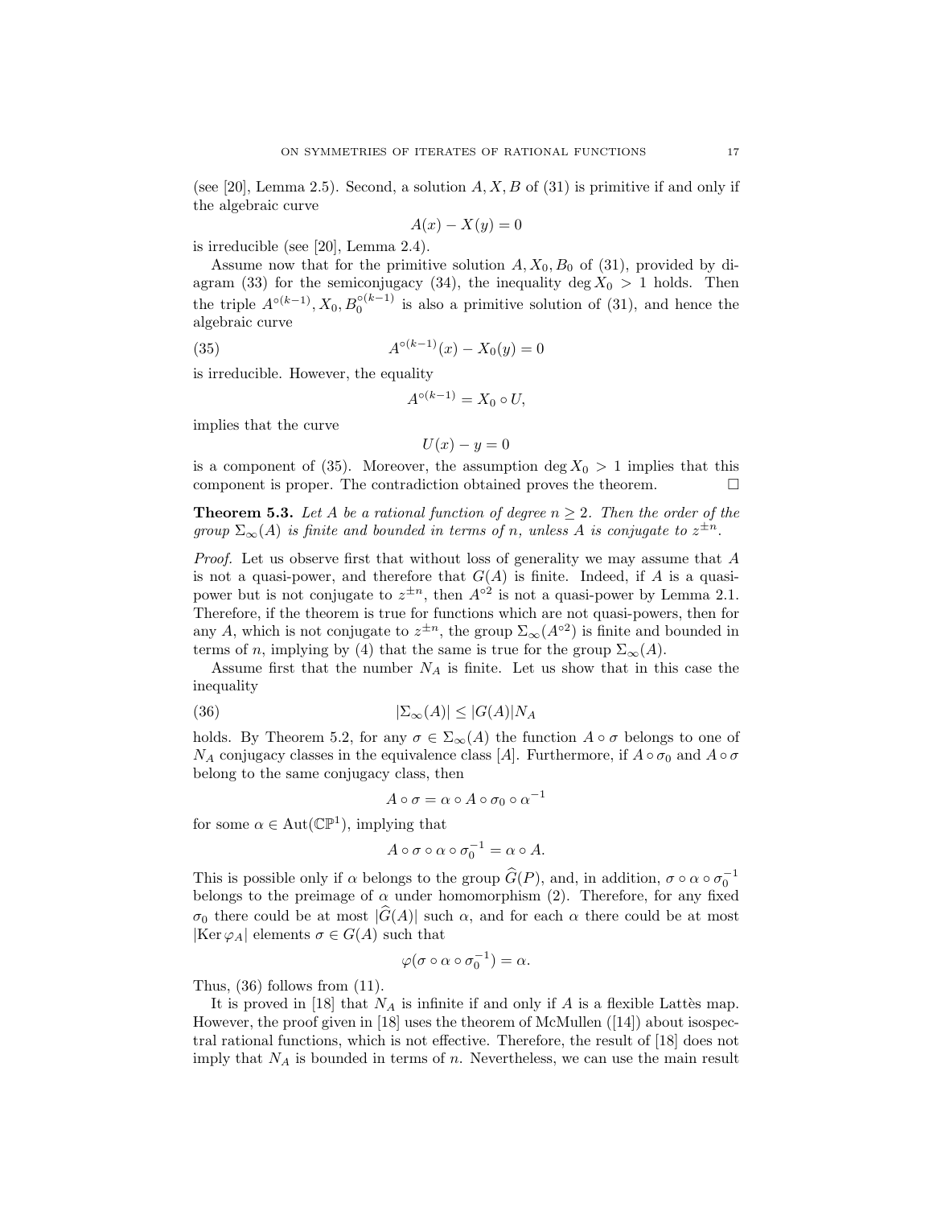(see [20], Lemma 2.5). Second, a solution $A, X, B$ of (31) is primitive if and only if the algebraic curve

$$A(x) - X(y) = 0$$

is irreducible (see [20], Lemma 2.4).

Assume now that for the primitive solution $A, X_0, B_0$ of (31), provided by diagram (33) for the semiconjugacy (34), the inequality $\deg X_0 > 1$ holds. Then the triple $A^{\circ(k-1)}, X_0, B_0^{\circ(k-1)}$ is also a primitive solution of (31), and hence the algebraic curve

$$A^{\circ(k-1)}(x) - X_0(y) = 0 \tag{35}$$

is irreducible. However, the equality

$$A^{\circ(k-1)} = X_0 \circ U,$$

implies that the curve

$$U(x) - y = 0$$

is a component of (35). Moreover, the assumption $\deg X_0 > 1$ implies that this component is proper. The contradiction obtained proves the theorem. □

**Theorem 5.3.** *Let $A$ be a rational function of degree $n \geq 2$. Then the order of the group $\Sigma_\infty(A)$ is finite and bounded in terms of $n$, unless $A$ is conjugate to $z^{\pm n}$.*

*Proof.* Let us observe first that without loss of generality we may assume that $A$ is not a quasi-power, and therefore that $G(A)$ is finite. Indeed, if $A$ is a quasi-power but is not conjugate to $z^{\pm n}$, then $A^{\circ 2}$ is not a quasi-power by Lemma 2.1. Therefore, if the theorem is true for functions which are not quasi-powers, then for any $A$, which is not conjugate to $z^{\pm n}$, the group $\Sigma_\infty(A^{\circ 2})$ is finite and bounded in terms of $n$, implying by (4) that the same is true for the group $\Sigma_\infty(A)$.

Assume first that the number $N_A$ is finite. Let us show that in this case the inequality

$$|\Sigma_\infty(A)| \leq |G(A)| N_A \tag{36}$$

holds. By Theorem 5.2, for any $\sigma \in \Sigma_\infty(A)$ the function $A \circ \sigma$ belongs to one of $N_A$ conjugacy classes in the equivalence class $[A]$. Furthermore, if $A \circ \sigma_0$ and $A \circ \sigma$ belong to the same conjugacy class, then

$$A \circ \sigma = \alpha \circ A \circ \sigma_0 \circ \alpha^{-1}$$

for some $\alpha \in \mathrm{Aut}(\mathbb{CP}^1)$, implying that

$$A \circ \sigma \circ \alpha \circ \sigma_0^{-1} = \alpha \circ A.$$

This is possible only if $\alpha$ belongs to the group $\widehat{G}(P)$, and, in addition, $\sigma \circ \alpha \circ \sigma_0^{-1}$ belongs to the preimage of $\alpha$ under homomorphism (2). Therefore, for any fixed $\sigma_0$ there could be at most $|\widehat{G}(A)|$ such $\alpha$, and for each $\alpha$ there could be at most $|\mathrm{Ker}\, \varphi_A|$ elements $\sigma \in G(A)$ such that

$$\varphi(\sigma \circ \alpha \circ \sigma_0^{-1}) = \alpha.$$

Thus, (36) follows from (11).

It is proved in [18] that $N_A$ is infinite if and only if $A$ is a flexible Lattès map. However, the proof given in [18] uses the theorem of McMullen ([14]) about isospectral rational functions, which is not effective. Therefore, the result of [18] does not imply that $N_A$ is bounded in terms of $n$. Nevertheless, we can use the main result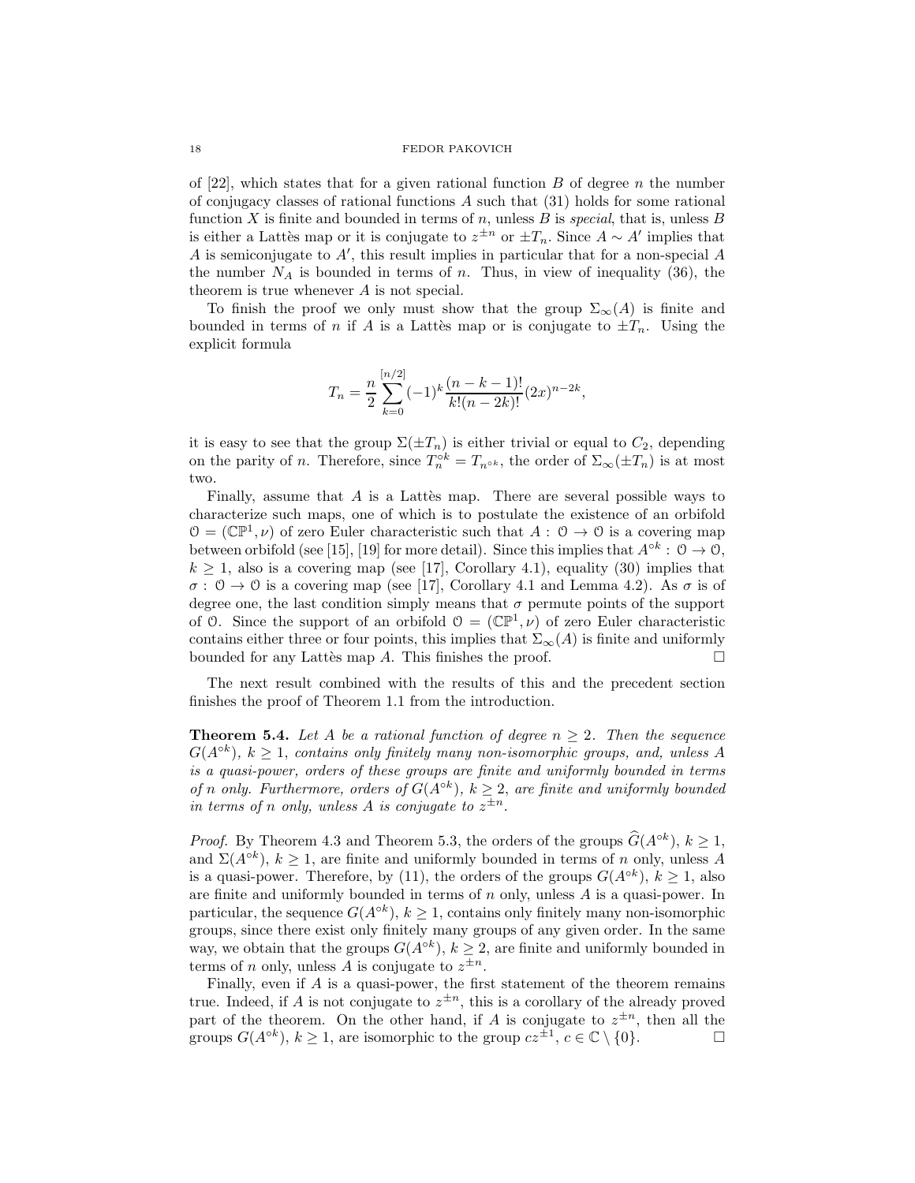of [22], which states that for a given rational function $B$ of degree $n$ the number of conjugacy classes of rational functions $A$ such that (31) holds for some rational function $X$ is finite and bounded in terms of $n$, unless $B$ is *special*, that is, unless $B$ is either a Lattès map or it is conjugate to $z^{\pm n}$ or $\pm T_n$. Since $A \sim A'$ implies that $A$ is semiconjugate to $A'$, this result implies in particular that for a non-special $A$ the number $N_A$ is bounded in terms of $n$. Thus, in view of inequality (36), the theorem is true whenever $A$ is not special.

To finish the proof we only must show that the group $\Sigma_\infty(A)$ is finite and bounded in terms of $n$ if $A$ is a Lattès map or is conjugate to $\pm T_n$. Using the explicit formula

$$T_n = \frac{n}{2} \sum_{k=0}^{[n/2]} (-1)^k \frac{(n-k-1)!}{k!(n-2k)!} (2x)^{n-2k},$$

it is easy to see that the group $\Sigma(\pm T_n)$ is either trivial or equal to $C_2$, depending on the parity of $n$. Therefore, since $T_n^{\circ k} = T_{n^{\circ k}}$, the order of $\Sigma_\infty(\pm T_n)$ is at most two.

Finally, assume that $A$ is a Lattès map. There are several possible ways to characterize such maps, one of which is to postulate the existence of an orbifold $\mathcal{O} = (\mathbb{CP}^1, \nu)$ of zero Euler characteristic such that $A : \mathcal{O} \to \mathcal{O}$ is a covering map between orbifold (see [15], [19] for more detail). Since this implies that $A^{\circ k} : \mathcal{O} \to \mathcal{O}$, $k \geq 1$, also is a covering map (see [17], Corollary 4.1), equality (30) implies that $\sigma : \mathcal{O} \to \mathcal{O}$ is a covering map (see [17], Corollary 4.1 and Lemma 4.2). As $\sigma$ is of degree one, the last condition simply means that $\sigma$ permute points of the support of $\mathcal{O}$. Since the support of an orbifold $\mathcal{O} = (\mathbb{CP}^1, \nu)$ of zero Euler characteristic contains either three or four points, this implies that $\Sigma_\infty(A)$ is finite and uniformly bounded for any Lattès map $A$. This finishes the proof. □

The next result combined with the results of this and the precedent section finishes the proof of Theorem 1.1 from the introduction.

**Theorem 5.4.** *Let $A$ be a rational function of degree $n \geq 2$. Then the sequence $G(A^{\circ k})$, $k \geq 1$, contains only finitely many non-isomorphic groups, and, unless $A$ is a quasi-power, orders of these groups are finite and uniformly bounded in terms of $n$ only. Furthermore, orders of $G(A^{\circ k})$, $k \geq 2$, are finite and uniformly bounded in terms of $n$ only, unless $A$ is conjugate to $z^{\pm n}$.*

*Proof.* By Theorem 4.3 and Theorem 5.3, the orders of the groups $\widehat{G}(A^{\circ k})$, $k \geq 1$, and $\Sigma(A^{\circ k})$, $k \geq 1$, are finite and uniformly bounded in terms of $n$ only, unless $A$ is a quasi-power. Therefore, by (11), the orders of the groups $G(A^{\circ k})$, $k \geq 1$, also are finite and uniformly bounded in terms of $n$ only, unless $A$ is a quasi-power. In particular, the sequence $G(A^{\circ k})$, $k \geq 1$, contains only finitely many non-isomorphic groups, since there exist only finitely many groups of any given order. In the same way, we obtain that the groups $G(A^{\circ k})$, $k \geq 2$, are finite and uniformly bounded in terms of $n$ only, unless $A$ is conjugate to $z^{\pm n}$.

Finally, even if $A$ is a quasi-power, the first statement of the theorem remains true. Indeed, if $A$ is not conjugate to $z^{\pm n}$, this is a corollary of the already proved part of the theorem. On the other hand, if $A$ is conjugate to $z^{\pm n}$, then all the groups $G(A^{\circ k})$, $k \geq 1$, are isomorphic to the group $cz^{\pm 1}$, $c \in \mathbb{C} \setminus \{0\}$. □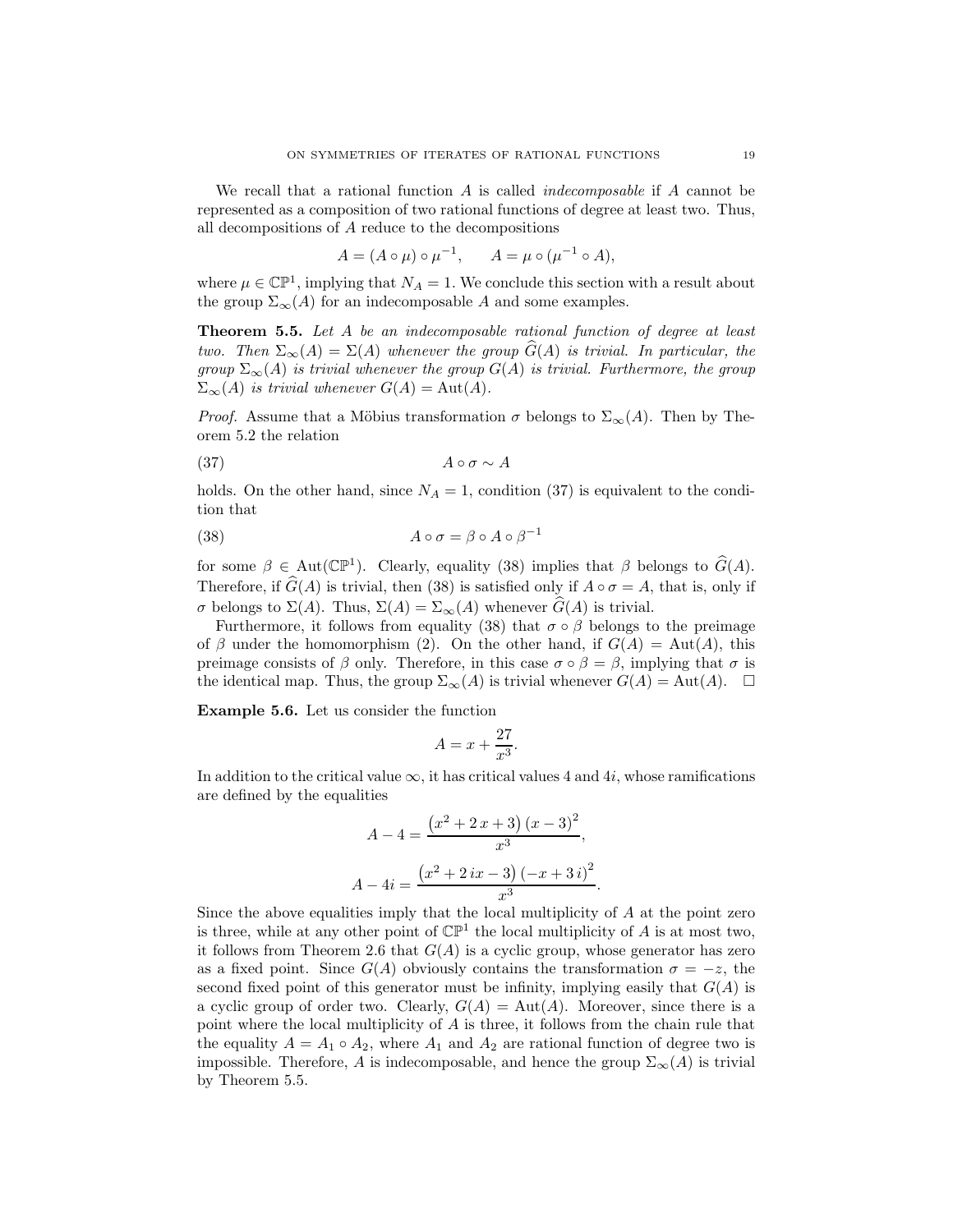We recall that a rational function $A$ is called *indecomposable* if $A$ cannot be represented as a composition of two rational functions of degree at least two. Thus, all decompositions of $A$ reduce to the decompositions

$$A = (A \circ \mu) \circ \mu^{-1}, \qquad A = \mu \circ (\mu^{-1} \circ A),$$

where $\mu \in \mathbb{CP}^1$, implying that $N_A = 1$. We conclude this section with a result about the group $\Sigma_\infty(A)$ for an indecomposable $A$ and some examples.

**Theorem 5.5.** *Let $A$ be an indecomposable rational function of degree at least two. Then $\Sigma_\infty(A) = \Sigma(A)$ whenever the group $\widehat{G}(A)$ is trivial. In particular, the group $\Sigma_\infty(A)$ is trivial whenever the group $G(A)$ is trivial. Furthermore, the group $\Sigma_\infty(A)$ is trivial whenever $G(A) = \mathrm{Aut}(A)$.*

*Proof.* Assume that a Möbius transformation $\sigma$ belongs to $\Sigma_\infty(A)$. Then by Theorem 5.2 the relation

$$A \circ \sigma \sim A \tag{37}$$

holds. On the other hand, since $N_A = 1$, condition (37) is equivalent to the condition that

$$A \circ \sigma = \beta \circ A \circ \beta^{-1} \tag{38}$$

for some $\beta \in \mathrm{Aut}(\mathbb{CP}^1)$. Clearly, equality (38) implies that $\beta$ belongs to $\widehat{G}(A)$. Therefore, if $\widehat{G}(A)$ is trivial, then (38) is satisfied only if $A \circ \sigma = A$, that is, only if $\sigma$ belongs to $\Sigma(A)$. Thus, $\Sigma(A) = \Sigma_\infty(A)$ whenever $\widehat{G}(A)$ is trivial.

Furthermore, it follows from equality (38) that $\sigma \circ \beta$ belongs to the preimage of $\beta$ under the homomorphism (2). On the other hand, if $G(A) = \mathrm{Aut}(A)$, this preimage consists of $\beta$ only. Therefore, in this case $\sigma \circ \beta = \beta$, implying that $\sigma$ is the identical map. Thus, the group $\Sigma_\infty(A)$ is trivial whenever $G(A) = \mathrm{Aut}(A)$. $\square$

**Example 5.6.** Let us consider the function

$$A = x + \frac{27}{x^3}.$$

In addition to the critical value $\infty$, it has critical values $4$ and $4i$, whose ramifications are defined by the equalities

$$A - 4 = \frac{\left(x^2 + 2\,x + 3\right)\left(x - 3\right)^2}{x^3},$$

$$A - 4i = \frac{\left(x^2 + 2\,ix - 3\right)\left(-x + 3\,i\right)^2}{x^3}.$$

Since the above equalities imply that the local multiplicity of $A$ at the point zero is three, while at any other point of $\mathbb{CP}^1$ the local multiplicity of $A$ is at most two, it follows from Theorem 2.6 that $G(A)$ is a cyclic group, whose generator has zero as a fixed point. Since $G(A)$ obviously contains the transformation $\sigma = -z$, the second fixed point of this generator must be infinity, implying easily that $G(A)$ is a cyclic group of order two. Clearly, $G(A) = \mathrm{Aut}(A)$. Moreover, since there is a point where the local multiplicity of $A$ is three, it follows from the chain rule that the equality $A = A_1 \circ A_2$, where $A_1$ and $A_2$ are rational function of degree two is impossible. Therefore, $A$ is indecomposable, and hence the group $\Sigma_\infty(A)$ is trivial by Theorem 5.5.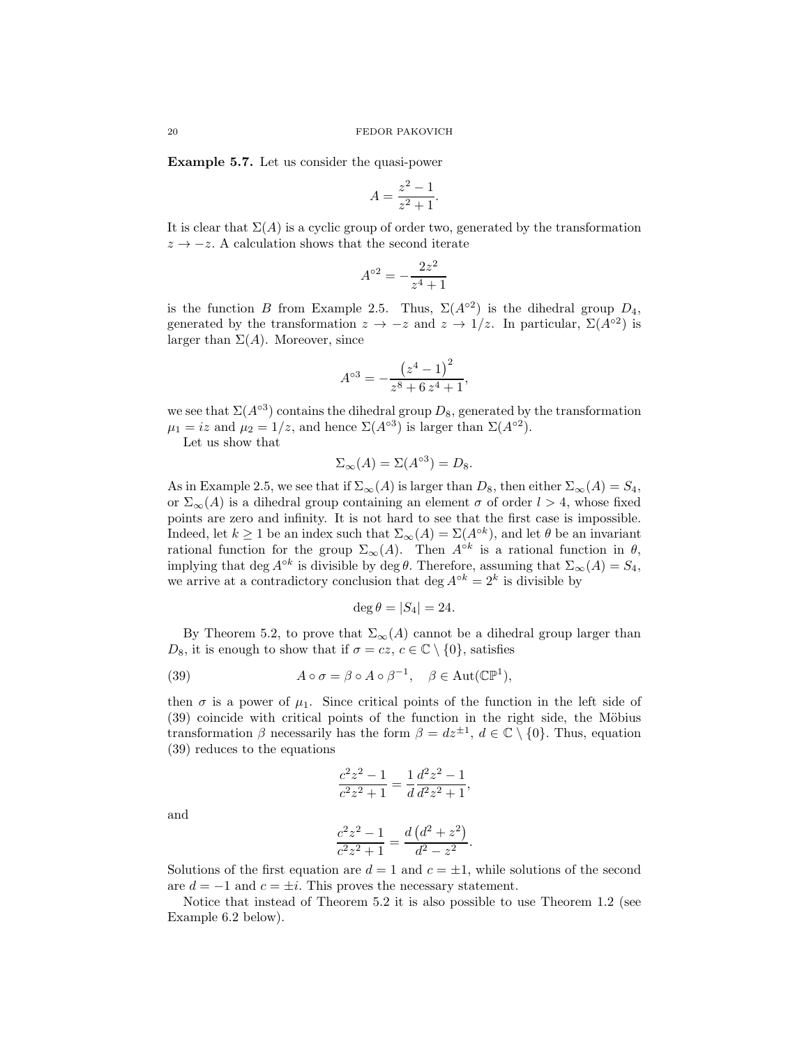**Example 5.7.** Let us consider the quasi-power

$$A = \frac{z^2 - 1}{z^2 + 1}.$$

It is clear that $\Sigma(A)$ is a cyclic group of order two, generated by the transformation $z \to -z$. A calculation shows that the second iterate

$$A^{\circ 2} = -\frac{2z^2}{z^4 + 1}$$

is the function $B$ from Example 2.5. Thus, $\Sigma(A^{\circ 2})$ is the dihedral group $D_4$, generated by the transformation $z \to -z$ and $z \to 1/z$. In particular, $\Sigma(A^{\circ 2})$ is larger than $\Sigma(A)$. Moreover, since

$$A^{\circ 3} = -\frac{\left(z^4 - 1\right)^2}{z^8 + 6\,z^4 + 1},$$

we see that $\Sigma(A^{\circ 3})$ contains the dihedral group $D_8$, generated by the transformation $\mu_1 = iz$ and $\mu_2 = 1/z$, and hence $\Sigma(A^{\circ 3})$ is larger than $\Sigma(A^{\circ 2})$.

Let us show that

$$\Sigma_\infty(A) = \Sigma(A^{\circ 3}) = D_8.$$

As in Example 2.5, we see that if $\Sigma_\infty(A)$ is larger than $D_8$, then either $\Sigma_\infty(A) = S_4$, or $\Sigma_\infty(A)$ is a dihedral group containing an element $\sigma$ of order $l > 4$, whose fixed points are zero and infinity. It is not hard to see that the first case is impossible. Indeed, let $k \geq 1$ be an index such that $\Sigma_\infty(A) = \Sigma(A^{\circ k})$, and let $\theta$ be an invariant rational function for the group $\Sigma_\infty(A)$. Then $A^{\circ k}$ is a rational function in $\theta$, implying that $\deg A^{\circ k}$ is divisible by $\deg \theta$. Therefore, assuming that $\Sigma_\infty(A) = S_4$, we arrive at a contradictory conclusion that $\deg A^{\circ k} = 2^k$ is divisible by

$$\deg \theta = |S_4| = 24.$$

By Theorem 5.2, to prove that $\Sigma_\infty(A)$ cannot be a dihedral group larger than $D_8$, it is enough to show that if $\sigma = cz$, $c \in \mathbb{C} \setminus \{0\}$, satisfies

$$A \circ \sigma = \beta \circ A \circ \beta^{-1}, \quad \beta \in \mathrm{Aut}(\mathbb{CP}^1), \tag{39}$$

then $\sigma$ is a power of $\mu_1$. Since critical points of the function in the left side of (39) coincide with critical points of the function in the right side, the Möbius transformation $\beta$ necessarily has the form $\beta = dz^{\pm 1}$, $d \in \mathbb{C} \setminus \{0\}$. Thus, equation (39) reduces to the equations

$$\frac{c^2 z^2 - 1}{c^2 z^2 + 1} = \frac{1}{d}\,\frac{d^2 z^2 - 1}{d^2 z^2 + 1},$$

and

$$\frac{c^2 z^2 - 1}{c^2 z^2 + 1} = \frac{d\left(d^2 + z^2\right)}{d^2 - z^2}.$$

Solutions of the first equation are $d = 1$ and $c = \pm 1$, while solutions of the second are $d = -1$ and $c = \pm i$. This proves the necessary statement.

Notice that instead of Theorem 5.2 it is also possible to use Theorem 1.2 (see Example 6.2 below).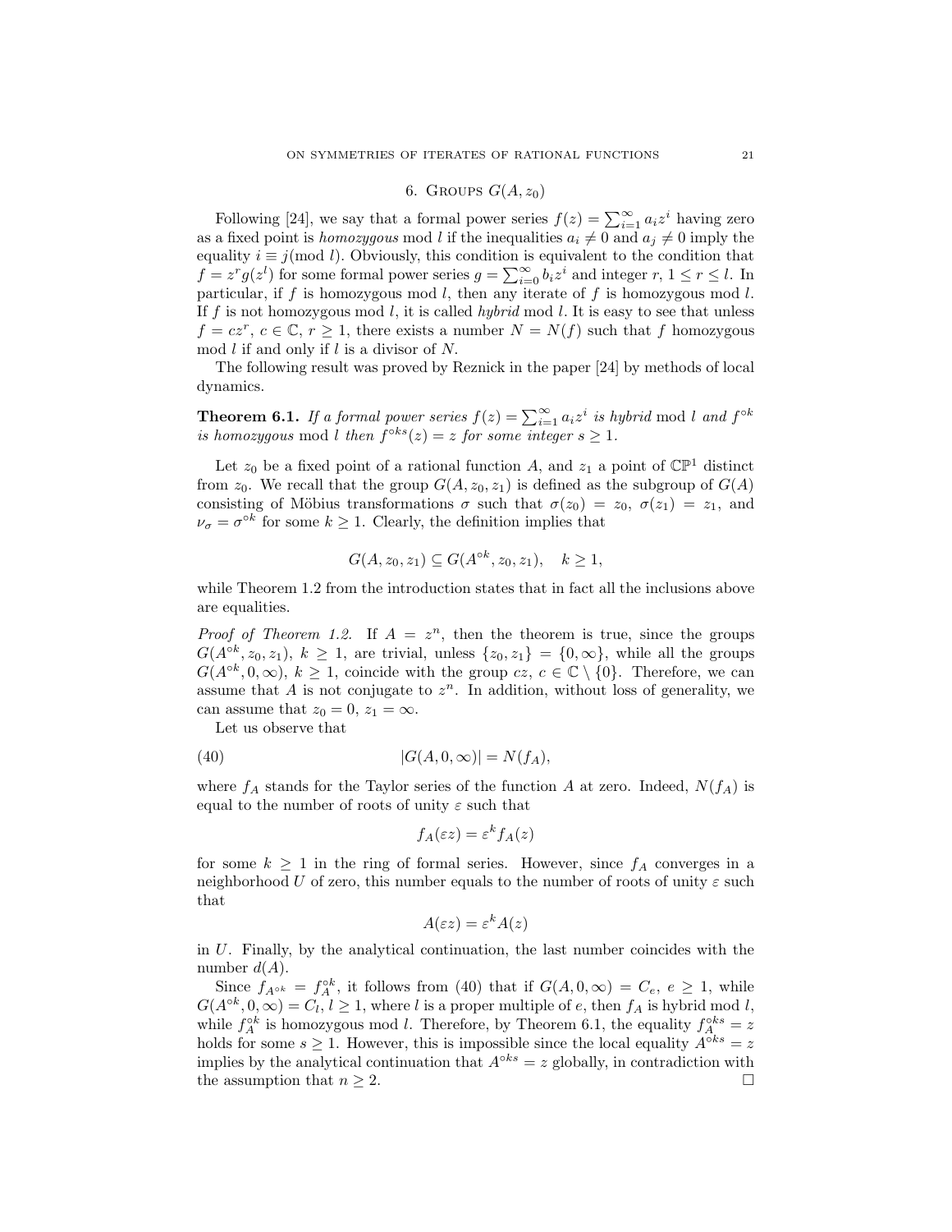## 6. Groups $G(A, z_0)$

Following [24], we say that a formal power series $f(z) = \sum_{i=1}^{\infty} a_i z^i$ having zero as a fixed point is *homozygous* mod $l$ if the inequalities $a_i \neq 0$ and $a_j \neq 0$ imply the equality $i \equiv j (\text{mod } l)$. Obviously, this condition is equivalent to the condition that $f = z^r g(z^l)$ for some formal power series $g = \sum_{i=0}^{\infty} b_i z^i$ and integer $r$, $1 \leq r \leq l$. In particular, if $f$ is homozygous mod $l$, then any iterate of $f$ is homozygous mod $l$. If $f$ is not homozygous mod $l$, it is called *hybrid* mod $l$. It is easy to see that unless $f = cz^r$, $c \in \mathbb{C}$, $r \geq 1$, there exists a number $N = N(f)$ such that $f$ homozygous mod $l$ if and only if $l$ is a divisor of $N$.

The following result was proved by Reznick in the paper [24] by methods of local dynamics.

**Theorem 6.1.** *If a formal power series $f(z) = \sum_{i=1}^{\infty} a_i z^i$ is hybrid* mod $l$ *and $f^{\circ k}$ is homozygous* mod $l$ *then $f^{\circ ks}(z) = z$ for some integer $s \geq 1$.*

Let $z_0$ be a fixed point of a rational function $A$, and $z_1$ a point of $\mathbb{CP}^1$ distinct from $z_0$. We recall that the group $G(A, z_0, z_1)$ is defined as the subgroup of $G(A)$ consisting of Möbius transformations $\sigma$ such that $\sigma(z_0) = z_0$, $\sigma(z_1) = z_1$, and $\nu_\sigma = \sigma^{\circ k}$ for some $k \geq 1$. Clearly, the definition implies that

$$G(A, z_0, z_1) \subseteq G(A^{\circ k}, z_0, z_1), \quad k \geq 1,$$

while Theorem 1.2 from the introduction states that in fact all the inclusions above are equalities.

*Proof of Theorem 1.2.* If $A = z^n$, then the theorem is true, since the groups $G(A^{\circ k}, z_0, z_1)$, $k \geq 1$, are trivial, unless $\{z_0, z_1\} = \{0, \infty\}$, while all the groups $G(A^{\circ k}, 0, \infty)$, $k \geq 1$, coincide with the group $cz$, $c \in \mathbb{C} \setminus \{0\}$. Therefore, we can assume that $A$ is not conjugate to $z^n$. In addition, without loss of generality, we can assume that $z_0 = 0$, $z_1 = \infty$.

Let us observe that

$$|G(A, 0, \infty)| = N(f_A), \tag{40}$$

where $f_A$ stands for the Taylor series of the function $A$ at zero. Indeed, $N(f_A)$ is equal to the number of roots of unity $\varepsilon$ such that

$$f_A(\varepsilon z) = \varepsilon^k f_A(z)$$

for some $k \geq 1$ in the ring of formal series. However, since $f_A$ converges in a neighborhood $U$ of zero, this number equals to the number of roots of unity $\varepsilon$ such that

$$A(\varepsilon z) = \varepsilon^k A(z)$$

in $U$. Finally, by the analytical continuation, the last number coincides with the number $d(A)$.

Since $f_{A^{\circ k}} = f_A^{\circ k}$, it follows from (40) that if $G(A, 0, \infty) = C_e$, $e \geq 1$, while $G(A^{\circ k}, 0, \infty) = C_l$, $l \geq 1$, where $l$ is a proper multiple of $e$, then $f_A$ is hybrid mod $l$, while $f_A^{\circ k}$ is homozygous mod $l$. Therefore, by Theorem 6.1, the equality $f_A^{\circ ks} = z$ holds for some $s \geq 1$. However, this is impossible since the local equality $A^{\circ ks} = z$ implies by the analytical continuation that $A^{\circ ks} = z$ globally, in contradiction with the assumption that $n \geq 2$. $\square$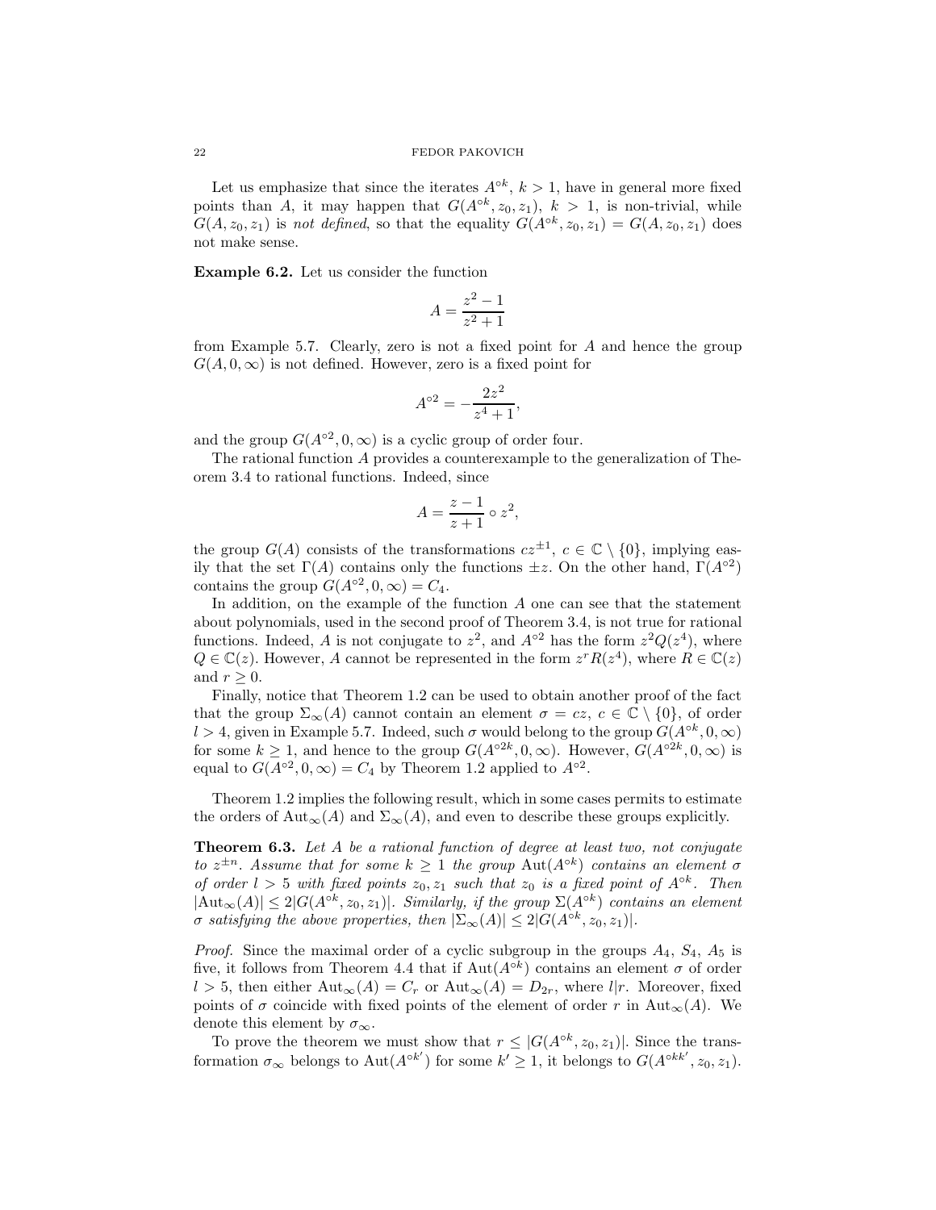Let us emphasize that since the iterates $A^{\circ k}$, $k > 1$, have in general more fixed points than $A$, it may happen that $G(A^{\circ k}, z_0, z_1)$, $k > 1$, is non-trivial, while $G(A, z_0, z_1)$ is *not defined*, so that the equality $G(A^{\circ k}, z_0, z_1) = G(A, z_0, z_1)$ does not make sense.

**Example 6.2.** Let us consider the function

$$A = \frac{z^2 - 1}{z^2 + 1}$$

from Example 5.7. Clearly, zero is not a fixed point for $A$ and hence the group $G(A, 0, \infty)$ is not defined. However, zero is a fixed point for

$$A^{\circ 2} = -\frac{2z^2}{z^4 + 1},$$

and the group $G(A^{\circ 2}, 0, \infty)$ is a cyclic group of order four.

The rational function $A$ provides a counterexample to the generalization of Theorem 3.4 to rational functions. Indeed, since

$$A = \frac{z - 1}{z + 1} \circ z^2,$$

the group $G(A)$ consists of the transformations $cz^{\pm 1}$, $c \in \mathbb{C} \setminus \{0\}$, implying easily that the set $\Gamma(A)$ contains only the functions $\pm z$. On the other hand, $\Gamma(A^{\circ 2})$ contains the group $G(A^{\circ 2}, 0, \infty) = C_4$.

In addition, on the example of the function $A$ one can see that the statement about polynomials, used in the second proof of Theorem 3.4, is not true for rational functions. Indeed, $A$ is not conjugate to $z^2$, and $A^{\circ 2}$ has the form $z^2 Q(z^4)$, where $Q \in \mathbb{C}(z)$. However, $A$ cannot be represented in the form $z^r R(z^4)$, where $R \in \mathbb{C}(z)$ and $r \geq 0$.

Finally, notice that Theorem 1.2 can be used to obtain another proof of the fact that the group $\Sigma_\infty(A)$ cannot contain an element $\sigma = cz$, $c \in \mathbb{C} \setminus \{0\}$, of order $l > 4$, given in Example 5.7. Indeed, such $\sigma$ would belong to the group $G(A^{\circ k}, 0, \infty)$ for some $k \geq 1$, and hence to the group $G(A^{\circ 2k}, 0, \infty)$. However, $G(A^{\circ 2k}, 0, \infty)$ is equal to $G(A^{\circ 2}, 0, \infty) = C_4$ by Theorem 1.2 applied to $A^{\circ 2}$.

Theorem 1.2 implies the following result, which in some cases permits to estimate the orders of $\mathrm{Aut}_\infty(A)$ and $\Sigma_\infty(A)$, and even to describe these groups explicitly.

**Theorem 6.3.** *Let $A$ be a rational function of degree at least two, not conjugate to $z^{\pm n}$. Assume that for some $k \geq 1$ the group $\mathrm{Aut}(A^{\circ k})$ contains an element $\sigma$ of order $l > 5$ with fixed points $z_0, z_1$ such that $z_0$ is a fixed point of $A^{\circ k}$. Then $|\mathrm{Aut}_\infty(A)| \leq 2|G(A^{\circ k}, z_0, z_1)|$. Similarly, if the group $\Sigma(A^{\circ k})$ contains an element $\sigma$ satisfying the above properties, then $|\Sigma_\infty(A)| \leq 2|G(A^{\circ k}, z_0, z_1)|$.*

*Proof.* Since the maximal order of a cyclic subgroup in the groups $A_4$, $S_4$, $A_5$ is five, it follows from Theorem 4.4 that if $\mathrm{Aut}(A^{\circ k})$ contains an element $\sigma$ of order $l > 5$, then either $\mathrm{Aut}_\infty(A) = C_r$ or $\mathrm{Aut}_\infty(A) = D_{2r}$, where $l | r$. Moreover, fixed points of $\sigma$ coincide with fixed points of the element of order $r$ in $\mathrm{Aut}_\infty(A)$. We denote this element by $\sigma_\infty$.

To prove the theorem we must show that $r \leq |G(A^{\circ k}, z_0, z_1)|$. Since the transformation $\sigma_\infty$ belongs to $\mathrm{Aut}(A^{\circ k'})$ for some $k' \geq 1$, it belongs to $G(A^{\circ kk'}, z_0, z_1)$.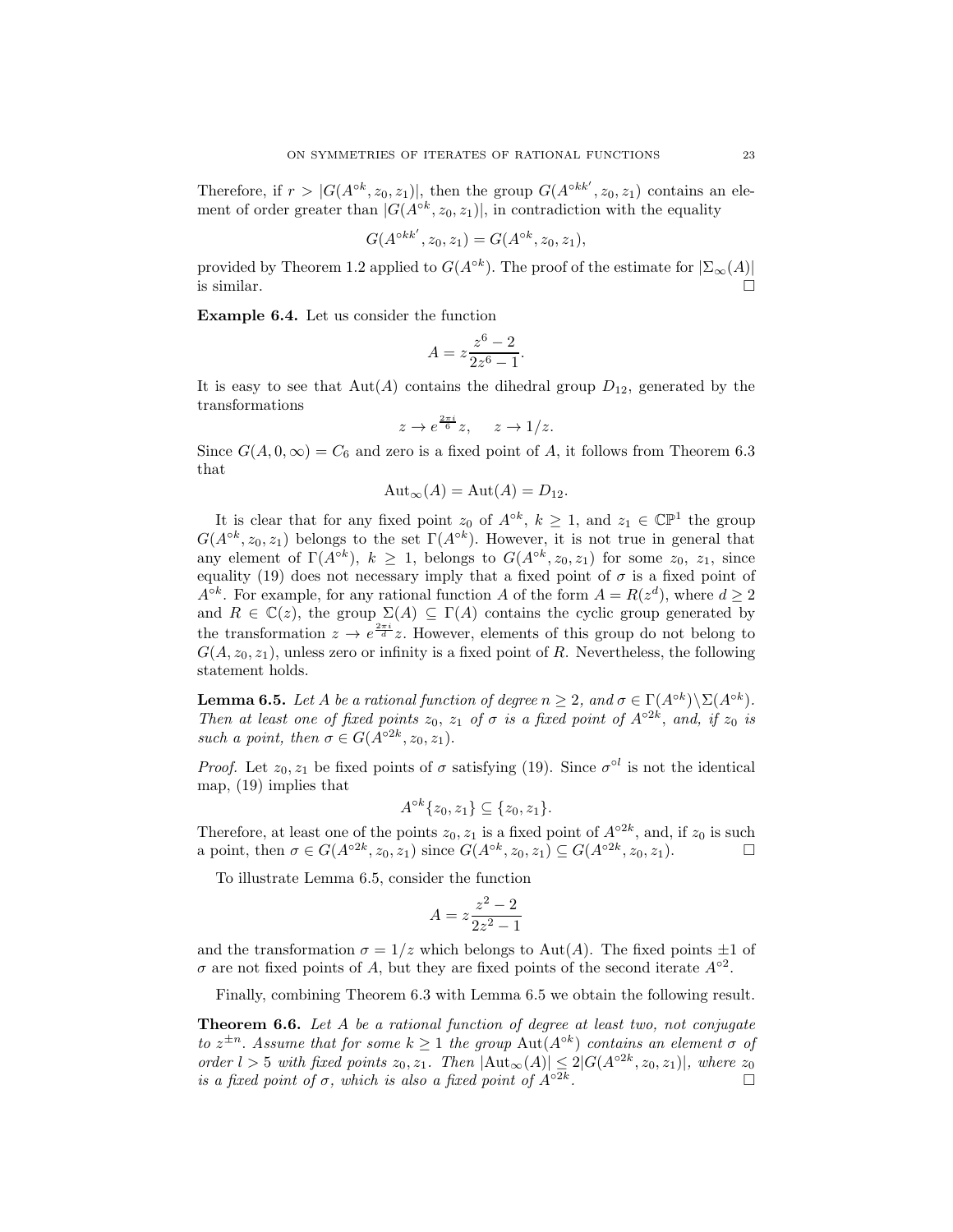Therefore, if $r > |G(A^{\circ k}, z_0, z_1)|$, then the group $G(A^{\circ kk'}, z_0, z_1)$ contains an element of order greater than $|G(A^{\circ k}, z_0, z_1)|$, in contradiction with the equality

$$G(A^{\circ kk'}, z_0, z_1) = G(A^{\circ k}, z_0, z_1),$$

provided by Theorem 1.2 applied to $G(A^{\circ k})$. The proof of the estimate for $|\Sigma_\infty(A)|$ is similar. □

**Example 6.4.** Let us consider the function

$$A = z\frac{z^6 - 2}{2z^6 - 1}.$$

It is easy to see that $\mathrm{Aut}(A)$ contains the dihedral group $D_{12}$, generated by the transformations

$$z \to e^{\frac{2\pi i}{6}} z, \quad z \to 1/z.$$

Since $G(A, 0, \infty) = C_6$ and zero is a fixed point of $A$, it follows from Theorem 6.3 that

$$\mathrm{Aut}_\infty(A) = \mathrm{Aut}(A) = D_{12}.$$

It is clear that for any fixed point $z_0$ of $A^{\circ k}$, $k \geq 1$, and $z_1 \in \mathbb{CP}^1$ the group $G(A^{\circ k}, z_0, z_1)$ belongs to the set $\Gamma(A^{\circ k})$. However, it is not true in general that any element of $\Gamma(A^{\circ k})$, $k \geq 1$, belongs to $G(A^{\circ k}, z_0, z_1)$ for some $z_0$, $z_1$, since equality (19) does not necessary imply that a fixed point of $\sigma$ is a fixed point of $A^{\circ k}$. For example, for any rational function $A$ of the form $A = R(z^d)$, where $d \geq 2$ and $R \in \mathbb{C}(z)$, the group $\Sigma(A) \subseteq \Gamma(A)$ contains the cyclic group generated by the transformation $z \to e^{\frac{2\pi i}{d}} z$. However, elements of this group do not belong to $G(A, z_0, z_1)$, unless zero or infinity is a fixed point of $R$. Nevertheless, the following statement holds.

**Lemma 6.5.** *Let $A$ be a rational function of degree $n \geq 2$, and $\sigma \in \Gamma(A^{\circ k}) \backslash \Sigma(A^{\circ k})$. Then at least one of fixed points $z_0$, $z_1$ of $\sigma$ is a fixed point of $A^{\circ 2k}$, and, if $z_0$ is such a point, then $\sigma \in G(A^{\circ 2k}, z_0, z_1)$.*

*Proof.* Let $z_0, z_1$ be fixed points of $\sigma$ satisfying (19). Since $\sigma^{\circ l}$ is not the identical map, (19) implies that

$$A^{\circ k}\{z_0, z_1\} \subseteq \{z_0, z_1\}.$$

Therefore, at least one of the points $z_0, z_1$ is a fixed point of $A^{\circ 2k}$, and, if $z_0$ is such a point, then $\sigma \in G(A^{\circ 2k}, z_0, z_1)$ since $G(A^{\circ k}, z_0, z_1) \subseteq G(A^{\circ 2k}, z_0, z_1)$. □

To illustrate Lemma 6.5, consider the function

$$A = z\frac{z^2 - 2}{2z^2 - 1}$$

and the transformation $\sigma = 1/z$ which belongs to $\mathrm{Aut}(A)$. The fixed points $\pm 1$ of $\sigma$ are not fixed points of $A$, but they are fixed points of the second iterate $A^{\circ 2}$.

Finally, combining Theorem 6.3 with Lemma 6.5 we obtain the following result.

**Theorem 6.6.** *Let $A$ be a rational function of degree at least two, not conjugate to $z^{\pm n}$. Assume that for some $k \geq 1$ the group $\mathrm{Aut}(A^{\circ k})$ contains an element $\sigma$ of order $l > 5$ with fixed points $z_0, z_1$. Then $|\mathrm{Aut}_\infty(A)| \leq 2|G(A^{\circ 2k}, z_0, z_1)|$, where $z_0$ is a fixed point of $\sigma$, which is also a fixed point of $A^{\circ 2k}$.* □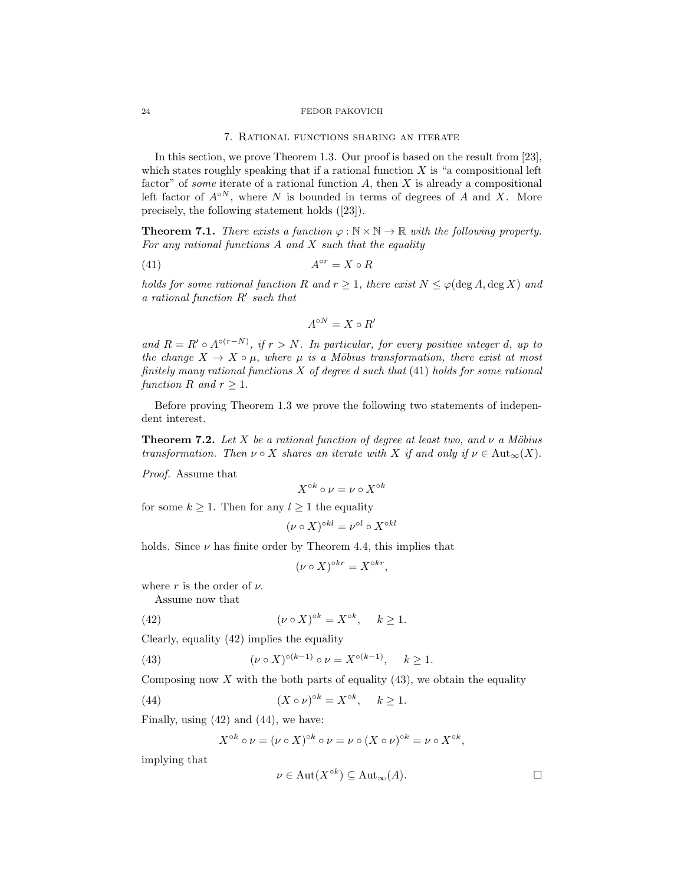## 7. Rational functions sharing an iterate

In this section, we prove Theorem 1.3. Our proof is based on the result from [23], which states roughly speaking that if a rational function $X$ is "a compositional left factor" of *some* iterate of a rational function $A$, then $X$ is already a compositional left factor of $A^{\circ N}$, where $N$ is bounded in terms of degrees of $A$ and $X$. More precisely, the following statement holds ([23]).

**Theorem 7.1.** *There exists a function $\varphi : \mathbb{N} \times \mathbb{N} \to \mathbb{R}$ with the following property. For any rational functions $A$ and $X$ such that the equality*

$$A^{\circ r} = X \circ R \tag{41}$$

*holds for some rational function $R$ and $r \geq 1$, there exist $N \leq \varphi(\deg A, \deg X)$ and a rational function $R'$ such that*

$$A^{\circ N} = X \circ R'$$

*and $R = R' \circ A^{\circ (r-N)}$, if $r > N$. In particular, for every positive integer $d$, up to the change $X \to X \circ \mu$, where $\mu$ is a Möbius transformation, there exist at most finitely many rational functions $X$ of degree $d$ such that* (41) *holds for some rational function $R$ and $r \geq 1$.*

Before proving Theorem 1.3 we prove the following two statements of independent interest.

**Theorem 7.2.** *Let $X$ be a rational function of degree at least two, and $\nu$ a Möbius transformation. Then $\nu \circ X$ shares an iterate with $X$ if and only if $\nu \in \mathrm{Aut}_\infty(X)$.*

*Proof.* Assume that

$$X^{\circ k} \circ \nu = \nu \circ X^{\circ k}$$

for some $k \geq 1$. Then for any $l \geq 1$ the equality

$$(\nu \circ X)^{\circ kl} = \nu^{\circ l} \circ X^{\circ kl}$$

holds. Since $\nu$ has finite order by Theorem 4.4, this implies that

$$(\nu \circ X)^{\circ kr} = X^{\circ kr},$$

where $r$ is the order of $\nu$.

Assume now that

$$(\nu \circ X)^{\circ k} = X^{\circ k}, \qquad k \geq 1. \tag{42}$$

Clearly, equality (42) implies the equality

$$(\nu \circ X)^{\circ (k-1)} \circ \nu = X^{\circ (k-1)}, \qquad k \geq 1. \tag{43}$$

Composing now $X$ with the both parts of equality (43), we obtain the equality

$$(X \circ \nu)^{\circ k} = X^{\circ k}, \qquad k \geq 1. \tag{44}$$

Finally, using (42) and (44), we have:

$$X^{\circ k} \circ \nu = (\nu \circ X)^{\circ k} \circ \nu = \nu \circ (X \circ \nu)^{\circ k} = \nu \circ X^{\circ k},$$

implying that

$$\nu \in \mathrm{Aut}(X^{\circ k}) \subseteq \mathrm{Aut}_\infty(A).$$

□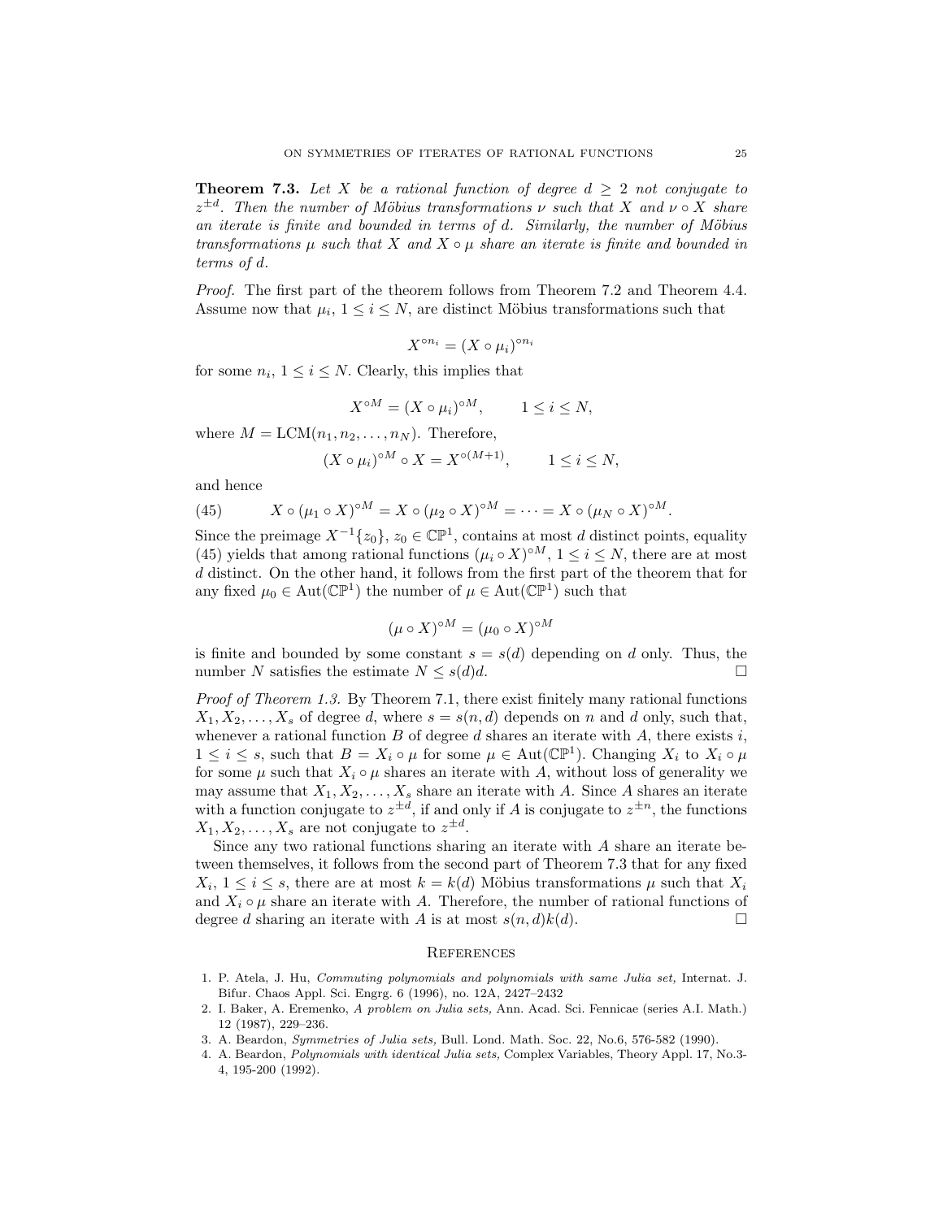**Theorem 7.3.** *Let $X$ be a rational function of degree $d \geq 2$ not conjugate to $z^{\pm d}$. Then the number of Möbius transformations $\nu$ such that $X$ and $\nu \circ X$ share an iterate is finite and bounded in terms of $d$. Similarly, the number of Möbius transformations $\mu$ such that $X$ and $X \circ \mu$ share an iterate is finite and bounded in terms of $d$.*

*Proof.* The first part of the theorem follows from Theorem 7.2 and Theorem 4.4. Assume now that $\mu_i$, $1 \leq i \leq N$, are distinct Möbius transformations such that

$$X^{\circ n_i} = (X \circ \mu_i)^{\circ n_i}$$

for some $n_i$, $1 \leq i \leq N$. Clearly, this implies that

$$X^{\circ M} = (X \circ \mu_i)^{\circ M}, \qquad 1 \leq i \leq N,$$

where $M = \mathrm{LCM}(n_1, n_2, \dots, n_N)$. Therefore,

$$(X \circ \mu_i)^{\circ M} \circ X = X^{\circ (M+1)}, \qquad 1 \leq i \leq N,$$

and hence

$$X \circ (\mu_1 \circ X)^{\circ M} = X \circ (\mu_2 \circ X)^{\circ M} = \cdots = X \circ (\mu_N \circ X)^{\circ M}. \tag{45}$$

Since the preimage $X^{-1}\{z_0\}$, $z_0 \in \mathbb{CP}^1$, contains at most $d$ distinct points, equality (45) yields that among rational functions $(\mu_i \circ X)^{\circ M}$, $1 \leq i \leq N$, there are at most $d$ distinct. On the other hand, it follows from the first part of the theorem that for any fixed $\mu_0 \in \mathrm{Aut}(\mathbb{CP}^1)$ the number of $\mu \in \mathrm{Aut}(\mathbb{CP}^1)$ such that

$$(\mu \circ X)^{\circ M} = (\mu_0 \circ X)^{\circ M}$$

is finite and bounded by some constant $s = s(d)$ depending on $d$ only. Thus, the number $N$ satisfies the estimate $N \leq s(d)d$. $\square$

*Proof of Theorem 1.3.* By Theorem 7.1, there exist finitely many rational functions $X_1, X_2, \dots, X_s$ of degree $d$, where $s = s(n, d)$ depends on $n$ and $d$ only, such that, whenever a rational function $B$ of degree $d$ shares an iterate with $A$, there exists $i$, $1 \leq i \leq s$, such that $B = X_i \circ \mu$ for some $\mu \in \mathrm{Aut}(\mathbb{CP}^1)$. Changing $X_i$ to $X_i \circ \mu$ for some $\mu$ such that $X_i \circ \mu$ shares an iterate with $A$, without loss of generality we may assume that $X_1, X_2, \dots, X_s$ share an iterate with $A$. Since $A$ shares an iterate with a function conjugate to $z^{\pm d}$, if and only if $A$ is conjugate to $z^{\pm n}$, the functions $X_1, X_2, \dots, X_s$ are not conjugate to $z^{\pm d}$.

Since any two rational functions sharing an iterate with $A$ share an iterate between themselves, it follows from the second part of Theorem 7.3 that for any fixed $X_i$, $1 \leq i \leq s$, there are at most $k = k(d)$ Möbius transformations $\mu$ such that $X_i$ and $X_i \circ \mu$ share an iterate with $A$. Therefore, the number of rational functions of degree $d$ sharing an iterate with $A$ is at most $s(n, d)k(d)$. $\square$

## References

1. P. Atela, J. Hu, *Commuting polynomials and polynomials with same Julia set,* Internat. J. Bifur. Chaos Appl. Sci. Engrg. 6 (1996), no. 12A, 2427–2432
2. I. Baker, A. Eremenko, *A problem on Julia sets,* Ann. Acad. Sci. Fennicae (series A.I. Math.) 12 (1987), 229–236.
3. A. Beardon, *Symmetries of Julia sets,* Bull. Lond. Math. Soc. 22, No.6, 576-582 (1990).
4. A. Beardon, *Polynomials with identical Julia sets,* Complex Variables, Theory Appl. 17, No.3-4, 195-200 (1992).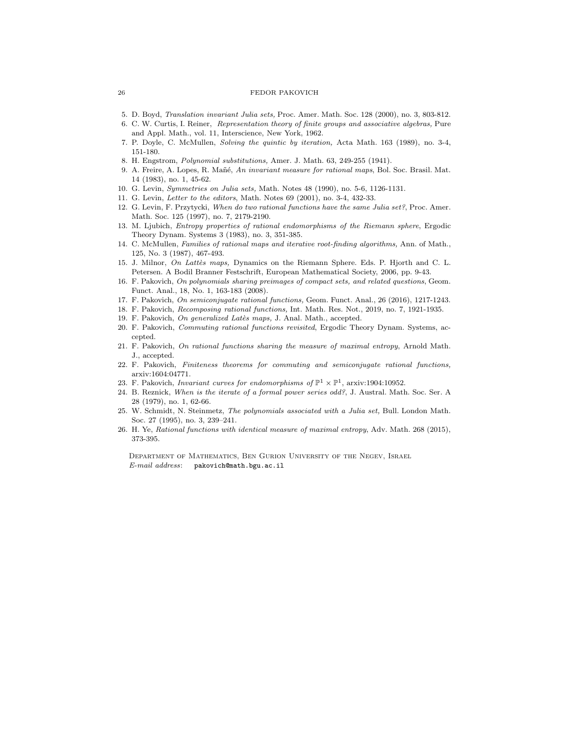5. D. Boyd, *Translation invariant Julia sets,* Proc. Amer. Math. Soc. 128 (2000), no. 3, 803-812.
6. C. W. Curtis, I. Reiner, *Representation theory of finite groups and associative algebras,* Pure and Appl. Math., vol. 11, Interscience, New York, 1962.
7. P. Doyle, C. McMullen, *Solving the quintic by iteration,* Acta Math. 163 (1989), no. 3-4, 151-180.
8. H. Engstrom, *Polynomial substitutions,* Amer. J. Math. 63, 249-255 (1941).
9. A. Freire, A. Lopes, R. Mañé, *An invariant measure for rational maps*, Bol. Soc. Brasil. Mat. 14 (1983), no. 1, 45-62.
10. G. Levin, *Symmetries on Julia sets,* Math. Notes 48 (1990), no. 5-6, 1126-1131.
11. G. Levin, *Letter to the editors*, Math. Notes 69 (2001), no. 3-4, 432-33.
12. G. Levin, F. Przytycki, *When do two rational functions have the same Julia set?*, Proc. Amer. Math. Soc. 125 (1997), no. 7, 2179-2190.
13. M. Ljubich, *Entropy properties of rational endomorphisms of the Riemann sphere*, Ergodic Theory Dynam. Systems 3 (1983), no. 3, 351-385.
14. C. McMullen, *Families of rational maps and iterative root-finding algorithms,* Ann. of Math., 125, No. 3 (1987), 467-493.
15. J. Milnor, *On Lattès maps,* Dynamics on the Riemann Sphere. Eds. P. Hjorth and C. L. Petersen. A Bodil Branner Festschrift, European Mathematical Society, 2006, pp. 9-43.
16. F. Pakovich, *On polynomials sharing preimages of compact sets, and related questions*, Geom. Funct. Anal., 18, No. 1, 163-183 (2008).
17. F. Pakovich, *On semiconjugate rational functions,* Geom. Funct. Anal., 26 (2016), 1217-1243.
18. F. Pakovich, *Recomposing rational functions,* Int. Math. Res. Not., 2019, no. 7, 1921-1935.
19. F. Pakovich, *On generalized Latès maps,* J. Anal. Math., accepted.
20. F. Pakovich, *Commuting rational functions revisited*, Ergodic Theory Dynam. Systems, accepted.
21. F. Pakovich, *On rational functions sharing the measure of maximal entropy*, Arnold Math. J., accepted.
22. F. Pakovich, *Finiteness theorems for commuting and semiconjugate rational functions,* arxiv:1604:04771.
23. F. Pakovich, *Invariant curves for endomorphisms of* $\mathbb{P}^1 \times \mathbb{P}^1$, arxiv:1904:10952.
24. B. Reznick, *When is the iterate of a formal power series odd?*, J. Austral. Math. Soc. Ser. A 28 (1979), no. 1, 62-66.
25. W. Schmidt, N. Steinmetz, *The polynomials associated with a Julia set,* Bull. London Math. Soc. 27 (1995), no. 3, 239–241.
26. H. Ye, *Rational functions with identical measure of maximal entropy*, Adv. Math. 268 (2015), 373-395.

Department of Mathematics, Ben Gurion University of the Negev, Israel
*E-mail address*: pakovich@math.bgu.ac.il